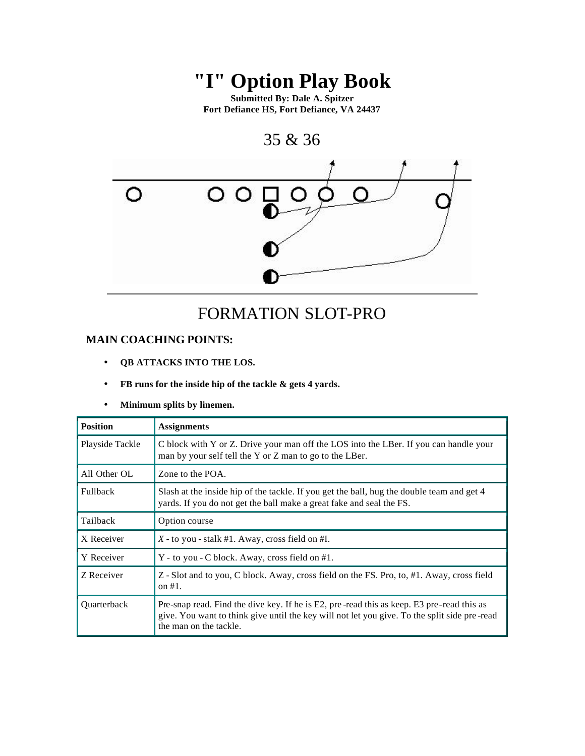# "I" Option Play Book

**Submitted By: Dale A. Spitzer**
**Fort Defiance HS, Fort Defiance, VA 24437**

## 35 & 36

---

## FORMATION SLOT-PRO

### MAIN COACHING POINTS:

- **QB ATTACKS INTO THE LOS.**
- **FB runs for the inside hip of the tackle & gets 4 yards.**
- **Minimum splits by linemen.**

| Position | Assignments |
|---|---|
| Playside Tackle | C block with Y or Z. Drive your man off the LOS into the LBer. If you can handle your man by your self tell the Y or Z man to go to the LBer. |
| All Other OL | Zone to the POA. |
| Fullback | Slash at the inside hip of the tackle. If you get the ball, hug the double team and get 4 yards. If you do not get the ball make a great fake and seal the FS. |
| Tailback | Option course |
| X Receiver | *X* - to you - stalk #1. Away, cross field on #I. |
| Y Receiver | Y - to you - C block. Away, cross field on #1. |
| Z Receiver | Z - Slot and to you, C block. Away, cross field on the FS. Pro, to, #1. Away, cross field on #1. |
| Quarterback | Pre-snap read. Find the dive key. If he is E2, pre-read this as keep. E3 pre-read this as give. You want to think give until the key will not let you give. To the split side pre-read the man on the tackle. |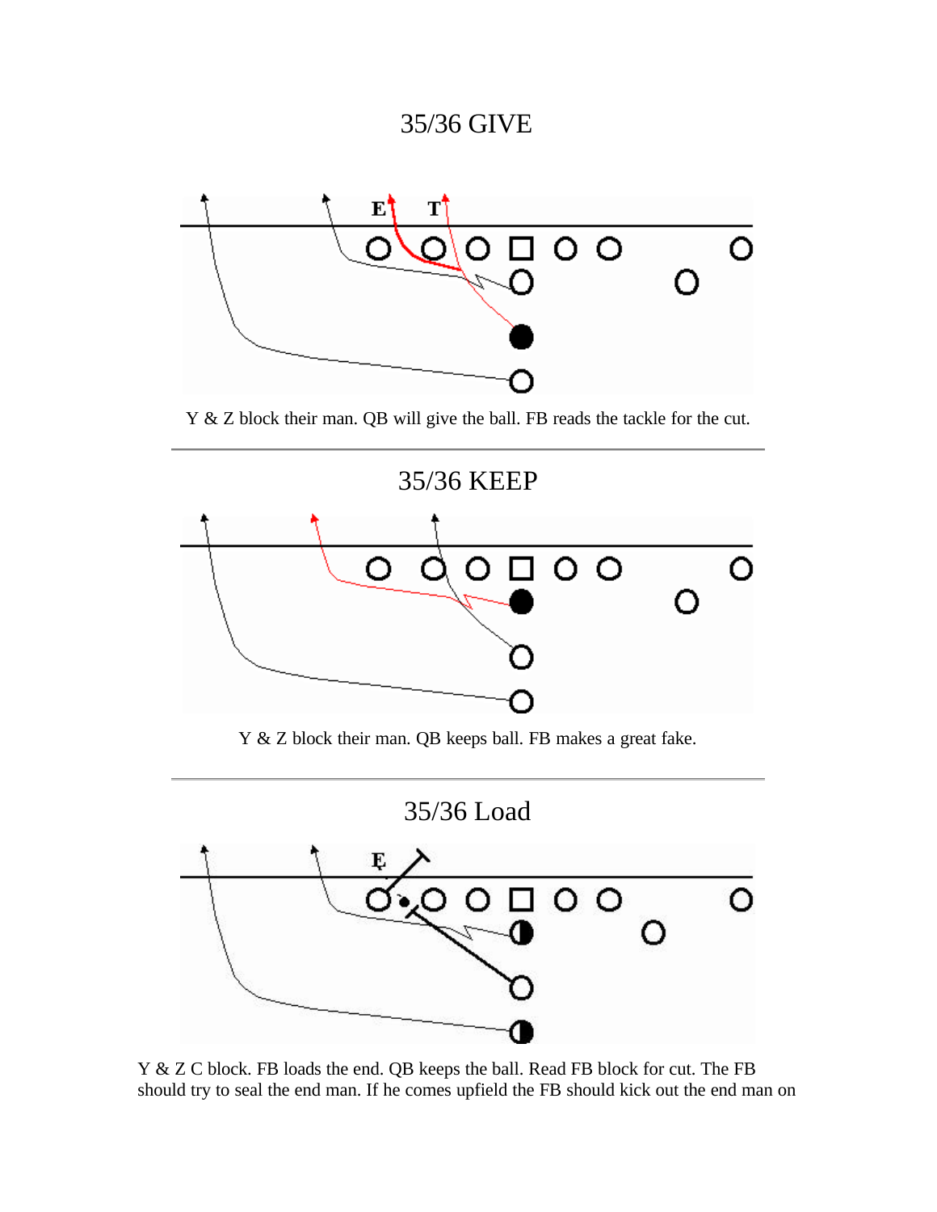# 35/36 GIVE

Y & Z block their man. QB will give the ball. FB reads the tackle for the cut.

---

# 35/36 KEEP

Y & Z block their man. QB keeps ball. FB makes a great fake.

---

# 35/36 Load

Y & Z C block. FB loads the end. QB keeps the ball. Read FB block for cut. The FB should try to seal the end man. If he comes upfield the FB should kick out the end man on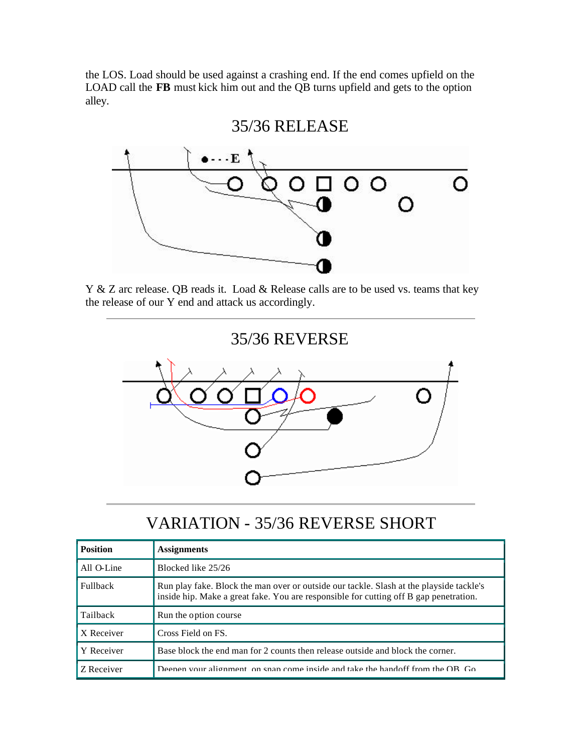the LOS. Load should be used against a crashing end. If the end comes upfield on the LOAD call the **FB** must kick him out and the QB turns upfield and gets to the option alley.

## 35/36 RELEASE

Y & Z arc release. QB reads it.  Load & Release calls are to be used vs. teams that key the release of our Y end and attack us accordingly.

---

## 35/36 REVERSE

---

## VARIATION - 35/36 REVERSE SHORT

| Position | Assignments |
| --- | --- |
| All O-Line | Blocked like 25/26 |
| Fullback | Run play fake. Block the man over or outside our tackle. Slash at the playside tackle's inside hip. Make a great fake. You are responsible for cutting off B gap penetration. |
| Tailback | Run the option course |
| X Receiver | Cross Field on FS. |
| Y Receiver | Base block the end man for 2 counts then release outside and block the corner. |
| Z Receiver | Deepen your alignment, on snap come inside and take the handoff from the QB. Go |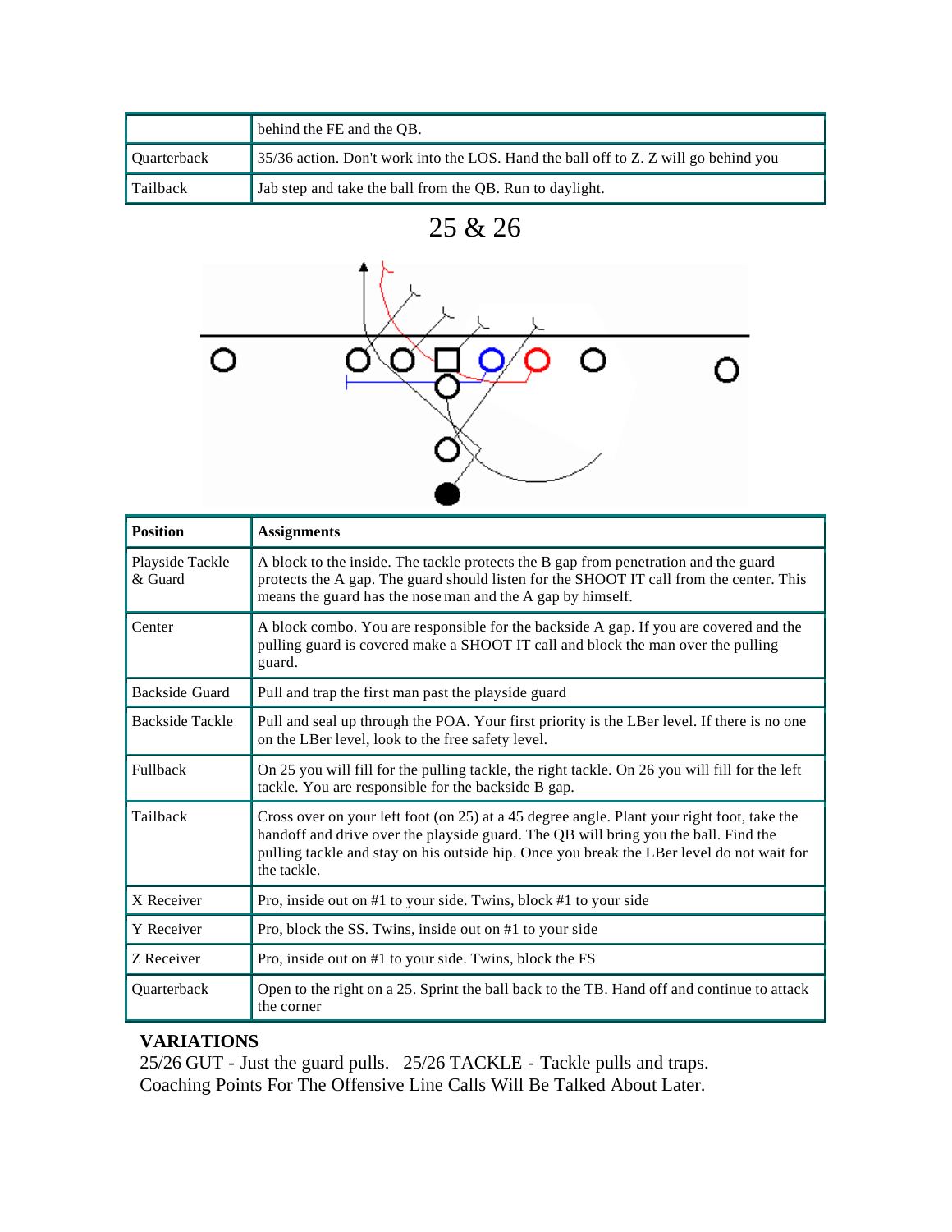|  | behind the FE and the QB. |
|---|---|
| Quarterback | 35/36 action. Don't work into the LOS. Hand the ball off to Z. Z will go behind you |
| Tailback | Jab step and take the ball from the QB. Run to daylight. |

## 25 & 26

| Position | Assignments |
|---|---|
| Playside Tackle & Guard | A block to the inside. The tackle protects the B gap from penetration and the guard protects the A gap. The guard should listen for the SHOOT IT call from the center. This means the guard has the nose man and the A gap by himself. |
| Center | A block combo. You are responsible for the backside A gap. If you are covered and the pulling guard is covered make a SHOOT IT call and block the man over the pulling guard. |
| Backside Guard | Pull and trap the first man past the playside guard |
| Backside Tackle | Pull and seal up through the POA. Your first priority is the LBer level. If there is no one on the LBer level, look to the free safety level. |
| Fullback | On 25 you will fill for the pulling tackle, the right tackle. On 26 you will fill for the left tackle. You are responsible for the backside B gap. |
| Tailback | Cross over on your left foot (on 25) at a 45 degree angle. Plant your right foot, take the handoff and drive over the playside guard. The QB will bring you the ball. Find the pulling tackle and stay on his outside hip. Once you break the LBer level do not wait for the tackle. |
| X Receiver | Pro, inside out on #1 to your side. Twins, block #1 to your side |
| Y Receiver | Pro, block the SS. Twins, inside out on #1 to your side |
| Z Receiver | Pro, inside out on #1 to your side. Twins, block the FS |
| Quarterback | Open to the right on a 25. Sprint the ball back to the TB. Hand off and continue to attack the corner |

**VARIATIONS**

25/26 GUT - Just the guard pulls. 25/26 TACKLE - Tackle pulls and traps.

Coaching Points For The Offensive Line Calls Will Be Talked About Later.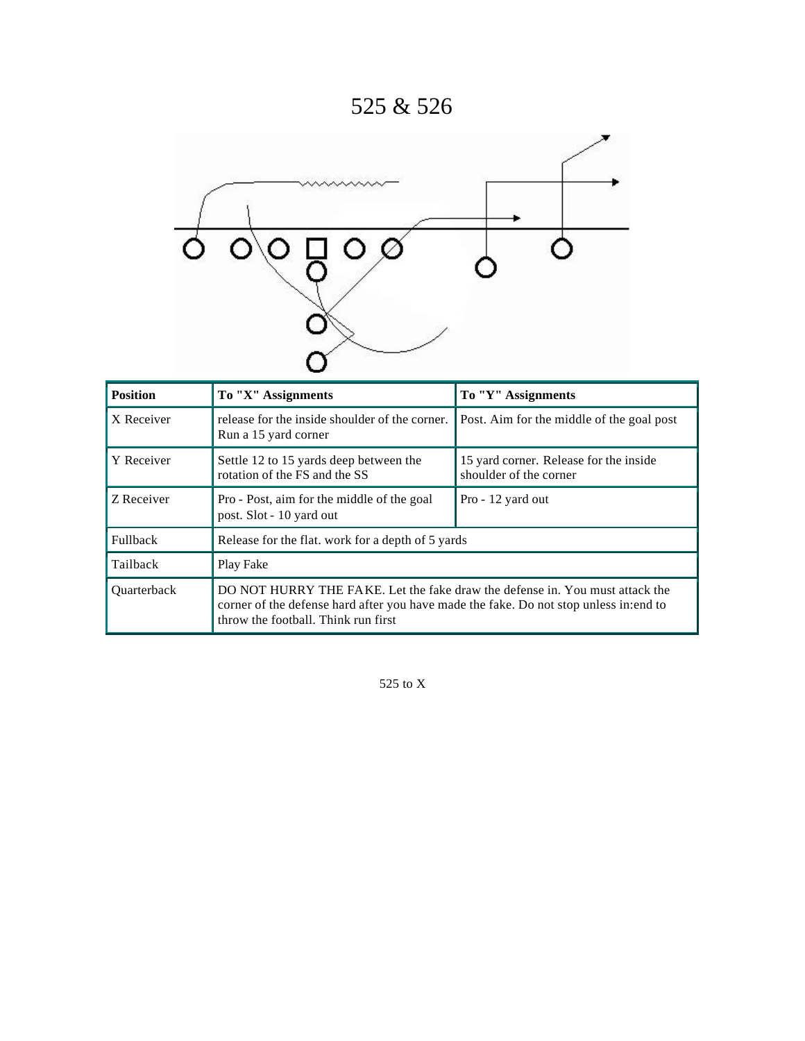# 525 & 526

| Position | To "X" Assignments | To "Y" Assignments |
|---|---|---|
| X Receiver | release for the inside shoulder of the corner. Run a 15 yard corner | Post. Aim for the middle of the goal post |
| Y Receiver | Settle 12 to 15 yards deep between the rotation of the FS and the SS | 15 yard corner. Release for the inside shoulder of the corner |
| Z Receiver | Pro - Post, aim for the middle of the goal post. Slot - 10 yard out | Pro - 12 yard out |
| Fullback | Release for the flat. work for a depth of 5 yards | |
| Tailback | Play Fake | |
| Quarterback | DO NOT HURRY THE FAKE. Let the fake draw the defense in. You must attack the corner of the defense hard after you have made the fake. Do not stop unless in:end to throw the football. Think run first | |

525 to X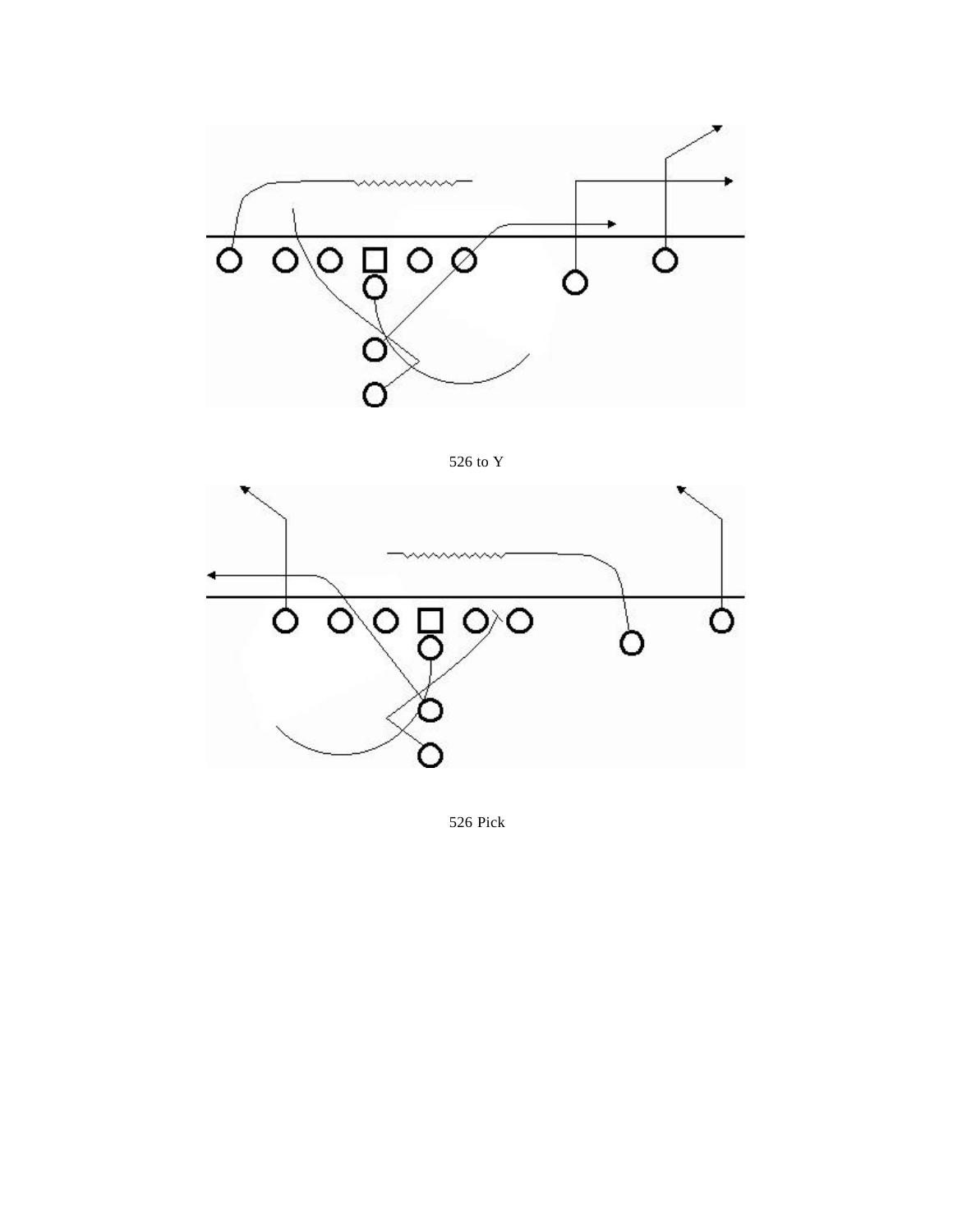526 to Y

526 Pick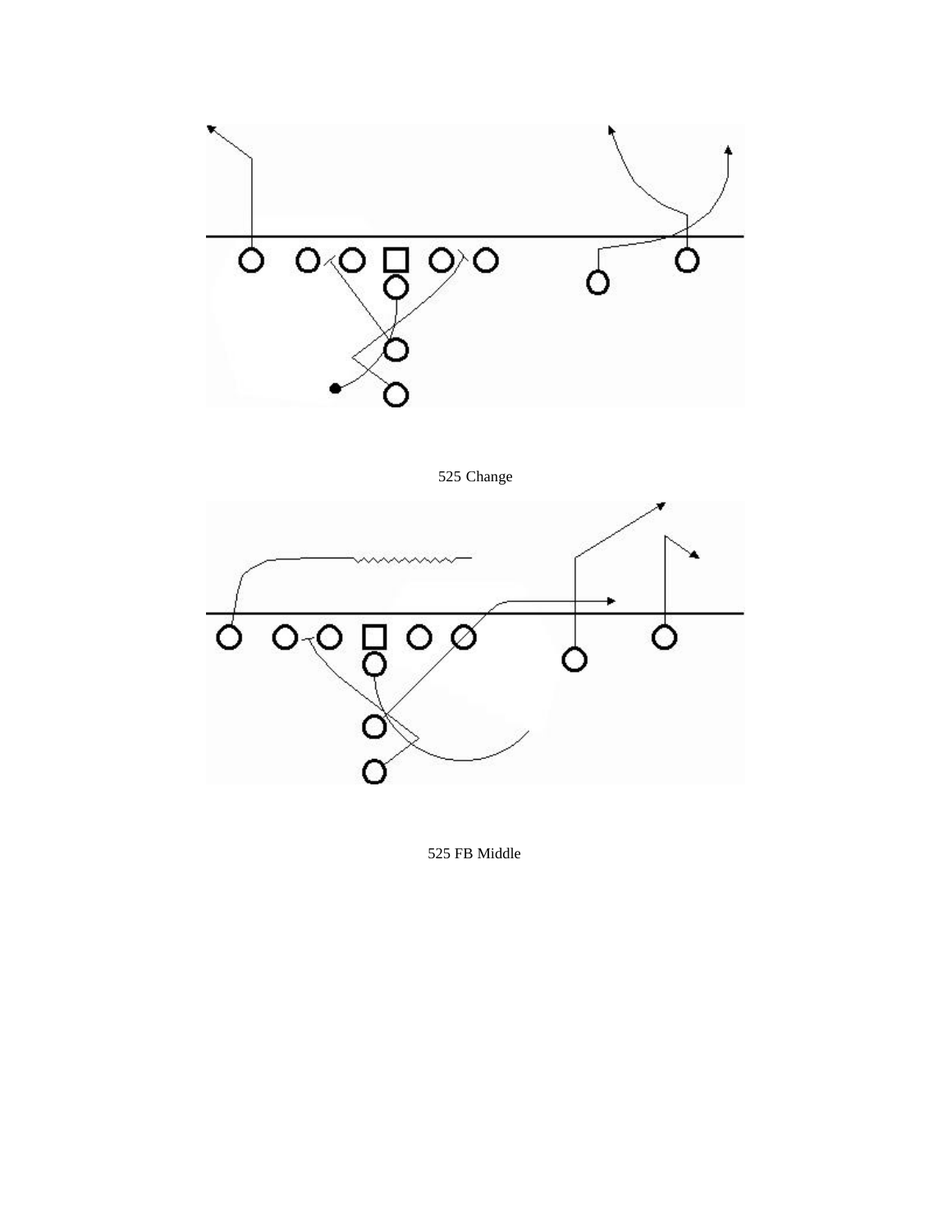525 Change

525 FB Middle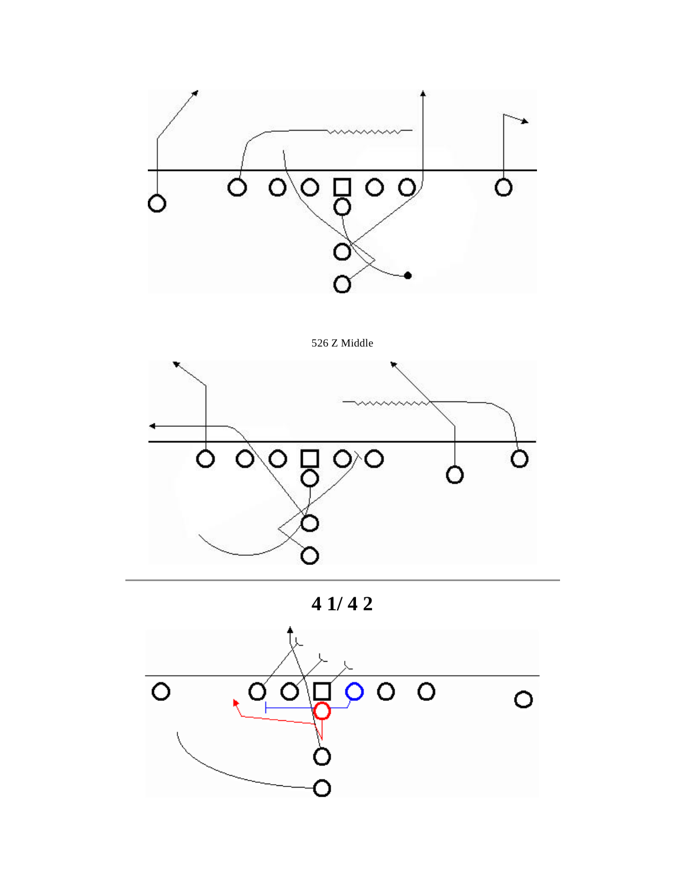526 Z Middle

# 4 1/ 4 2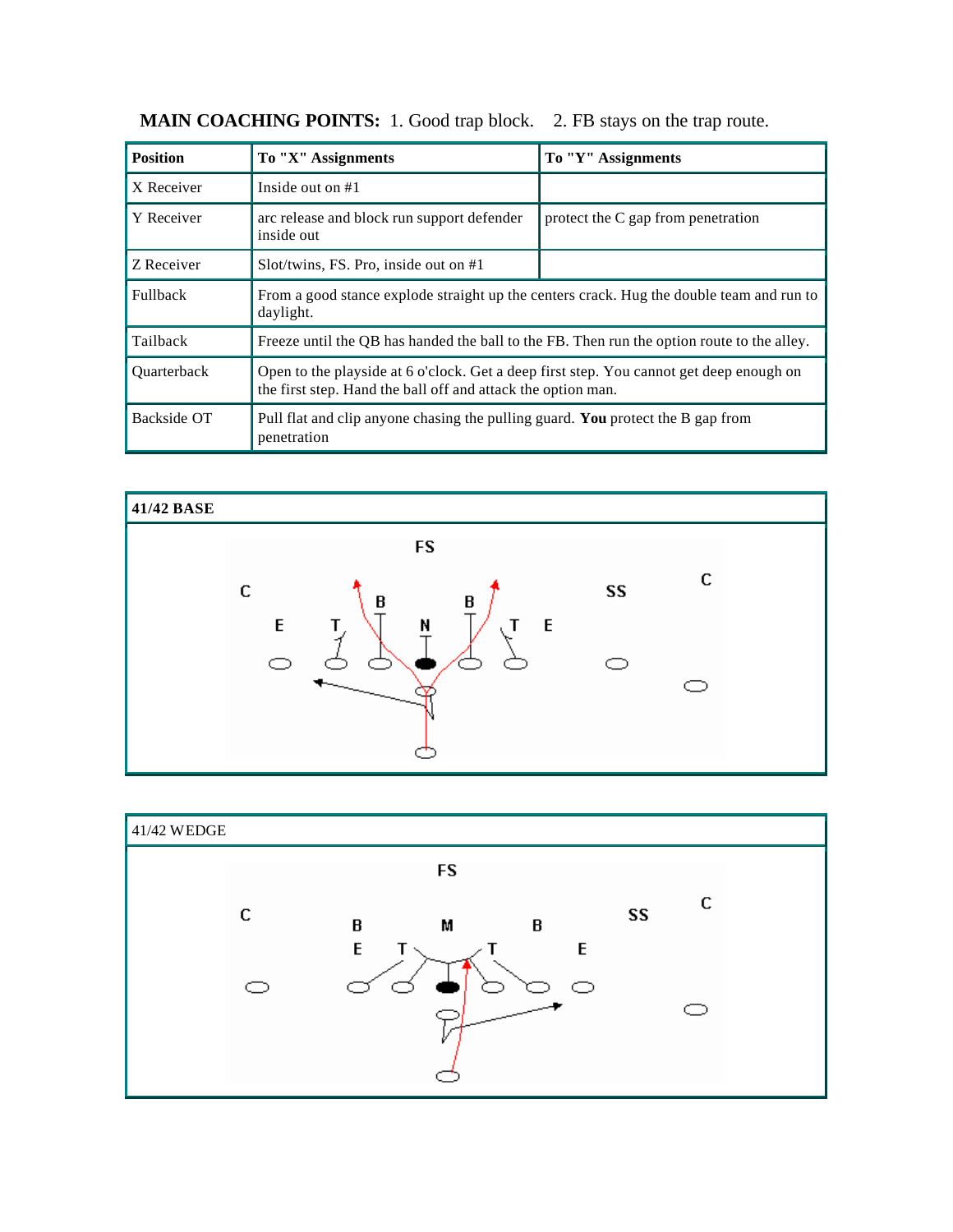**MAIN COACHING POINTS:** 1. Good trap block. 2. FB stays on the trap route.

| Position | To "X" Assignments | To "Y" Assignments |
|---|---|---|
| X Receiver | Inside out on #1 | |
| Y Receiver | arc release and block run support defender inside out | protect the C gap from penetration |
| Z Receiver | Slot/twins, FS. Pro, inside out on #1 | |
| Fullback | From a good stance explode straight up the centers crack. Hug the double team and run to daylight. | |
| Tailback | Freeze until the QB has handed the ball to the FB. Then run the option route to the alley. | |
| Quarterback | Open to the playside at 6 o'clock. Get a deep first step. You cannot get deep enough on the first step. Hand the ball off and attack the option man. | |
| Backside OT | Pull flat and clip anyone chasing the pulling guard. **You** protect the B gap from penetration | |

**41/42 BASE**

41/42 WEDGE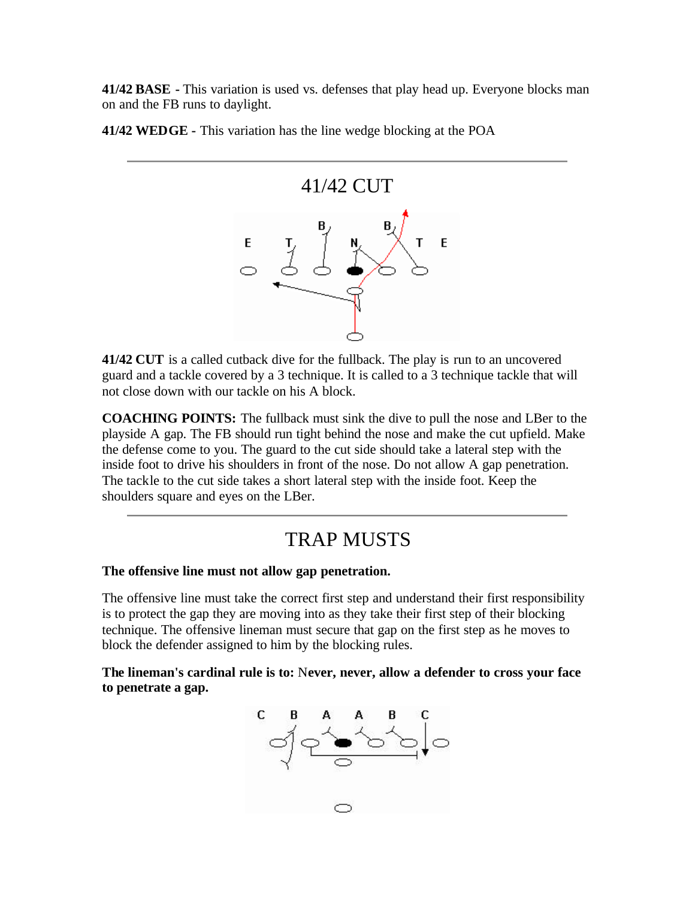**41/42 BASE** - This variation is used vs. defenses that play head up. Everyone blocks man on and the FB runs to daylight.

**41/42 WEDGE** - This variation has the line wedge blocking at the POA

---

## 41/42 CUT

**41/42 CUT** is a called cutback dive for the fullback. The play is run to an uncovered guard and a tackle covered by a 3 technique. It is called to a 3 technique tackle that will not close down with our tackle on his A block.

**COACHING POINTS:** The fullback must sink the dive to pull the nose and LBer to the playside A gap. The FB should run tight behind the nose and make the cut upfield. Make the defense come to you. The guard to the cut side should take a lateral step with the inside foot to drive his shoulders in front of the nose. Do not allow A gap penetration. The tackle to the cut side takes a short lateral step with the inside foot. Keep the shoulders square and eyes on the LBer.

---

## TRAP MUSTS

**The offensive line must not allow gap penetration.**

The offensive line must take the correct first step and understand their first responsibility is to protect the gap they are moving into as they take their first step of their blocking technique. The offensive lineman must secure that gap on the first step as he moves to block the defender assigned to him by the blocking rules.

**The lineman's cardinal rule is to: Never, never, allow a defender to cross your face to penetrate a gap.**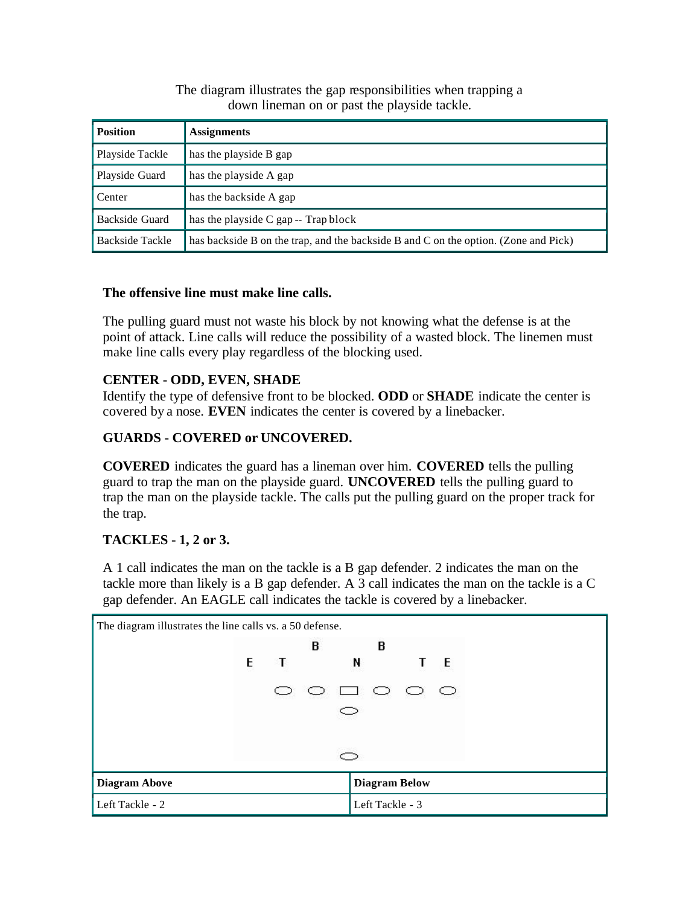The diagram illustrates the gap responsibilities when trapping a down lineman on or past the playside tackle.

| Position | Assignments |
| --- | --- |
| Playside Tackle | has the playside B gap |
| Playside Guard | has the playside A gap |
| Center | has the backside A gap |
| Backside Guard | has the playside C gap -- Trap block |
| Backside Tackle | has backside B on the trap, and the backside B and C on the option. (Zone and Pick) |

**The offensive line must make line calls.**

The pulling guard must not waste his block by not knowing what the defense is at the point of attack. Line calls will reduce the possibility of a wasted block. The linemen must make line calls every play regardless of the blocking used.

**CENTER - ODD, EVEN, SHADE**

Identify the type of defensive front to be blocked. **ODD** or **SHADE** indicate the center is covered by a nose. **EVEN** indicates the center is covered by a linebacker.

**GUARDS - COVERED or UNCOVERED.**

**COVERED** indicates the guard has a lineman over him. **COVERED** tells the pulling guard to trap the man on the playside guard. **UNCOVERED** tells the pulling guard to trap the man on the playside tackle. The calls put the pulling guard on the proper track for the trap.

**TACKLES - 1, 2 or 3.**

A 1 call indicates the man on the tackle is a B gap defender. 2 indicates the man on the tackle more than likely is a B gap defender. A 3 call indicates the man on the tackle is a C gap defender. An EAGLE call indicates the tackle is covered by a linebacker.

The diagram illustrates the line calls vs. a 50 defense.

```
              B         B
    E   T          N          T   E

        O    O    □    O    O    O
                  O


                  O
```

| Diagram Above | Diagram Below |
| --- | --- |
| Left Tackle - 2 | Left Tackle - 3 |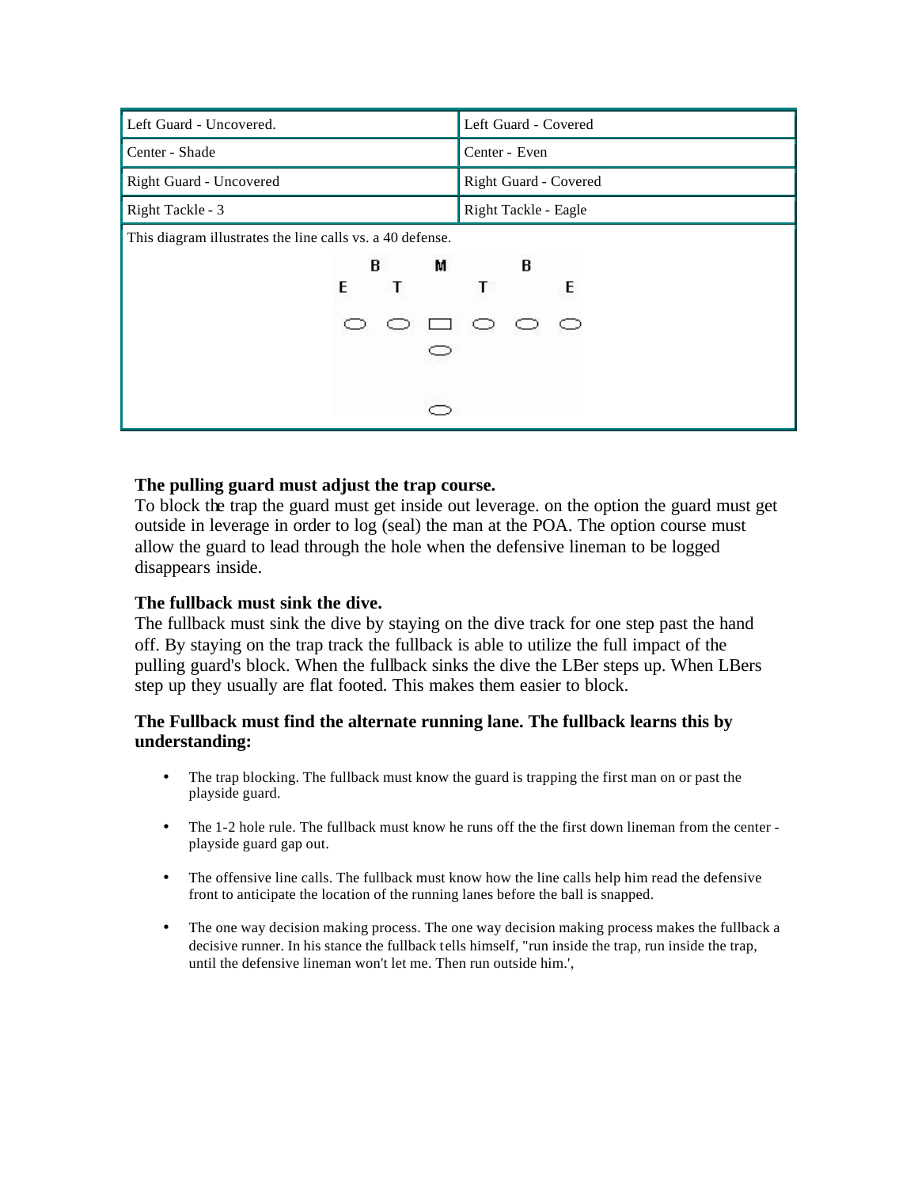| Left Guard - Uncovered. | Left Guard - Covered |
| --- | --- |
| Center - Shade | Center - Even |
| Right Guard - Uncovered | Right Guard - Covered |
| Right Tackle - 3 | Right Tackle - Eagle |

This diagram illustrates the line calls vs. a 40 defense.

**The pulling guard must adjust the trap course.**
To block the trap the guard must get inside out leverage. on the option the guard must get outside in leverage in order to log (seal) the man at the POA. The option course must allow the guard to lead through the hole when the defensive lineman to be logged disappears inside.

**The fullback must sink the dive.**
The fullback must sink the dive by staying on the dive track for one step past the hand off. By staying on the trap track the fullback is able to utilize the full impact of the pulling guard's block. When the fullback sinks the dive the LBer steps up. When LBers step up they usually are flat footed. This makes them easier to block.

**The Fullback must find the alternate running lane. The fullback learns this by understanding:**

- The trap blocking. The fullback must know the guard is trapping the first man on or past the playside guard.
- The 1-2 hole rule. The fullback must know he runs off the the first down lineman from the center - playside guard gap out.
- The offensive line calls. The fullback must know how the line calls help him read the defensive front to anticipate the location of the running lanes before the ball is snapped.
- The one way decision making process. The one way decision making process makes the fullback a decisive runner. In his stance the fullback tells himself, "run inside the trap, run inside the trap, until the defensive lineman won't let me. Then run outside him.',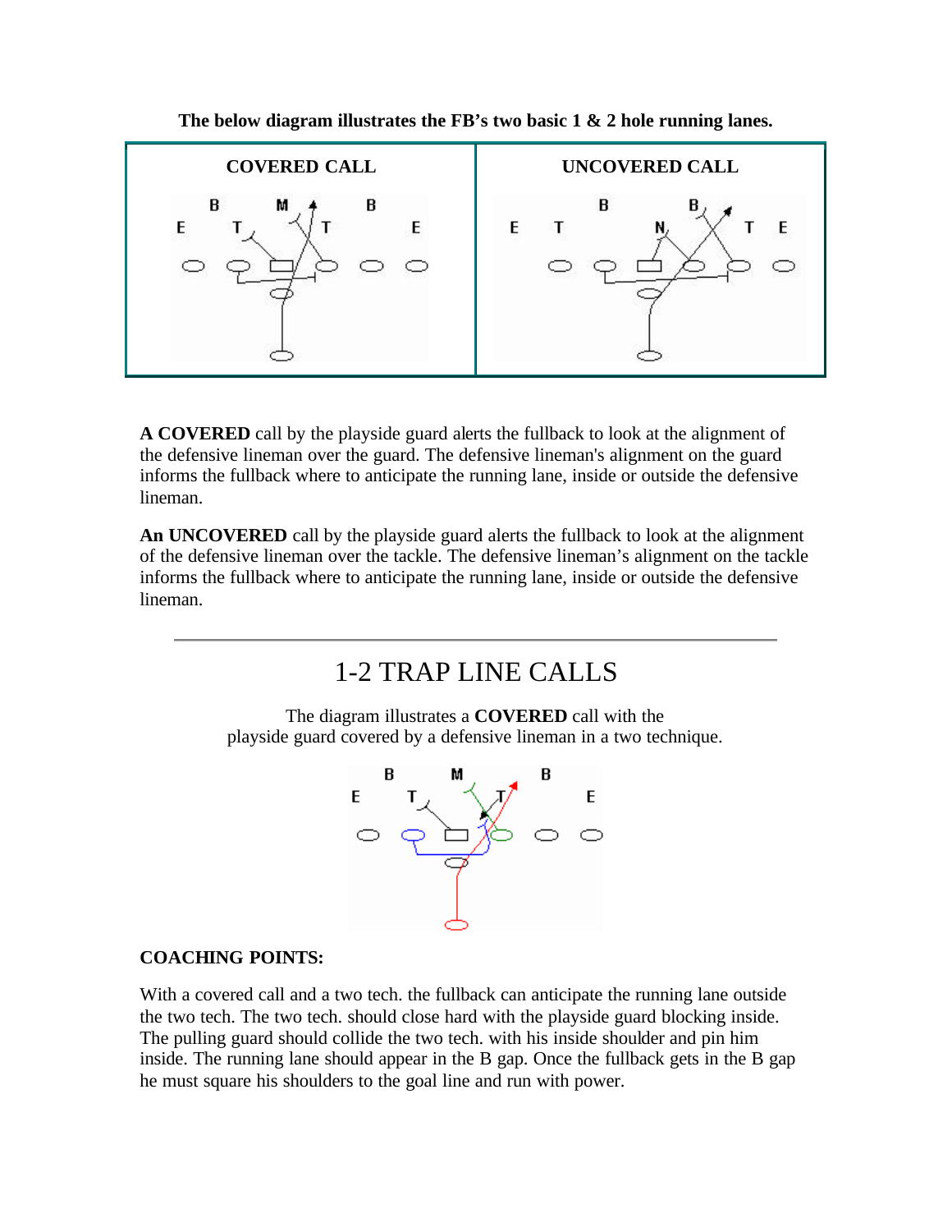**The below diagram illustrates the FB's two basic 1 & 2 hole running lanes.**

| COVERED CALL | UNCOVERED CALL |
|---|---|
| | |

**A COVERED** call by the playside guard alerts the fullback to look at the alignment of the defensive lineman over the guard. The defensive lineman's alignment on the guard informs the fullback where to anticipate the running lane, inside or outside the defensive lineman.

**An UNCOVERED** call by the playside guard alerts the fullback to look at the alignment of the defensive lineman over the tackle. The defensive lineman's alignment on the tackle informs the fullback where to anticipate the running lane, inside or outside the defensive lineman.

---

# 1-2 TRAP LINE CALLS

The diagram illustrates a **COVERED** call with the playside guard covered by a defensive lineman in a two technique.

**COACHING POINTS:**

With a covered call and a two tech. the fullback can anticipate the running lane outside the two tech. The two tech. should close hard with the playside guard blocking inside. The pulling guard should collide the two tech. with his inside shoulder and pin him inside. The running lane should appear in the B gap. Once the fullback gets in the B gap he must square his shoulders to the goal line and run with power.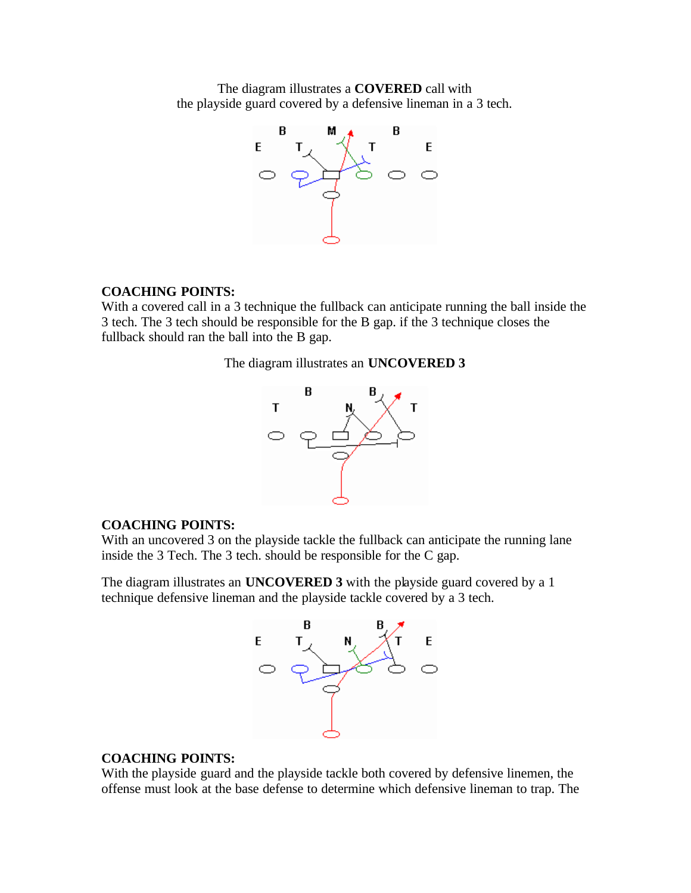The diagram illustrates a **COVERED** call with the playside guard covered by a defensive lineman in a 3 tech.

**COACHING POINTS:**
With a covered call in a 3 technique the fullback can anticipate running the ball inside the 3 tech. The 3 tech should be responsible for the B gap. if the 3 technique closes the fullback should ran the ball into the B gap.

The diagram illustrates an **UNCOVERED 3**

**COACHING POINTS:**
With an uncovered 3 on the playside tackle the fullback can anticipate the running lane inside the 3 Tech. The 3 tech. should be responsible for the C gap.

The diagram illustrates an **UNCOVERED 3** with the playside guard covered by a 1 technique defensive lineman and the playside tackle covered by a 3 tech.

**COACHING POINTS:**
With the playside guard and the playside tackle both covered by defensive linemen, the offense must look at the base defense to determine which defensive lineman to trap. The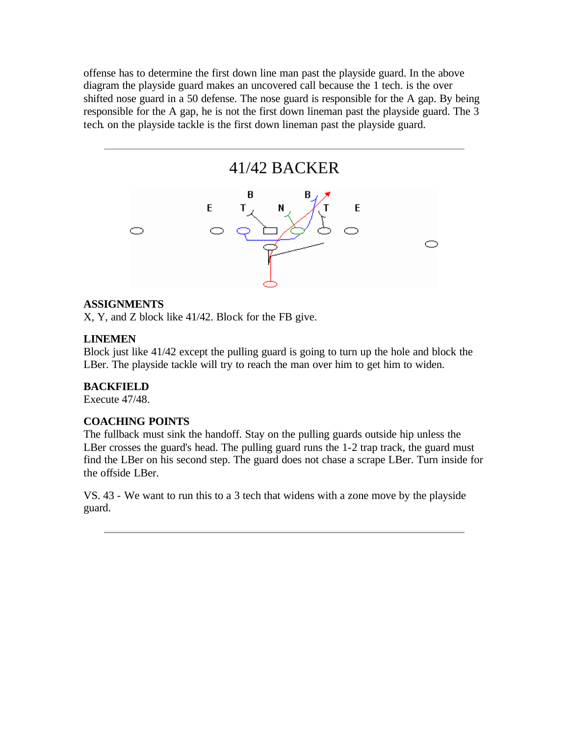offense has to determine the first down line man past the playside guard. In the above diagram the playside guard makes an uncovered call because the 1 tech. is the over shifted nose guard in a 50 defense. The nose guard is responsible for the A gap. By being responsible for the A gap, he is not the first down lineman past the playside guard. The 3 tech. on the playside tackle is the first down lineman past the playside guard.

---

## 41/42 BACKER

### ASSIGNMENTS

X, Y, and Z block like 41/42. Block for the FB give.

### LINEMEN

Block just like 41/42 except the pulling guard is going to turn up the hole and block the LBer. The playside tackle will try to reach the man over him to get him to widen.

### BACKFIELD

Execute 47/48.

### COACHING POINTS

The fullback must sink the handoff. Stay on the pulling guards outside hip unless the LBer crosses the guard's head. The pulling guard runs the 1-2 trap track, the guard must find the LBer on his second step. The guard does not chase a scrape LBer. Turn inside for the offside LBer.

VS. 43 - We want to run this to a 3 tech that widens with a zone move by the playside guard.

---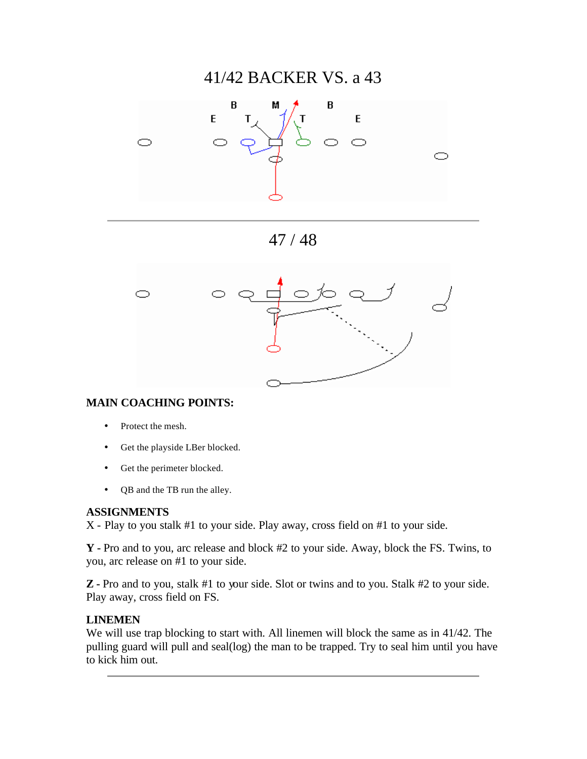# 41/42 BACKER VS. a 43

---

# 47 / 48

**MAIN COACHING POINTS:**

- Protect the mesh.
- Get the playside LBer blocked.
- Get the perimeter blocked.
- QB and the TB run the alley.

**ASSIGNMENTS**
X - Play to you stalk #1 to your side. Play away, cross field on #1 to your side.

**Y -** Pro and to you, arc release and block #2 to your side. Away, block the FS. Twins, to you, arc release on #1 to your side.

**Z -** Pro and to you, stalk #1 to your side. Slot or twins and to you. Stalk #2 to your side. Play away, cross field on FS.

**LINEMEN**
We will use trap blocking to start with. All linemen will block the same as in 41/42. The pulling guard will pull and seal(log) the man to be trapped. Try to seal him until you have to kick him out.

---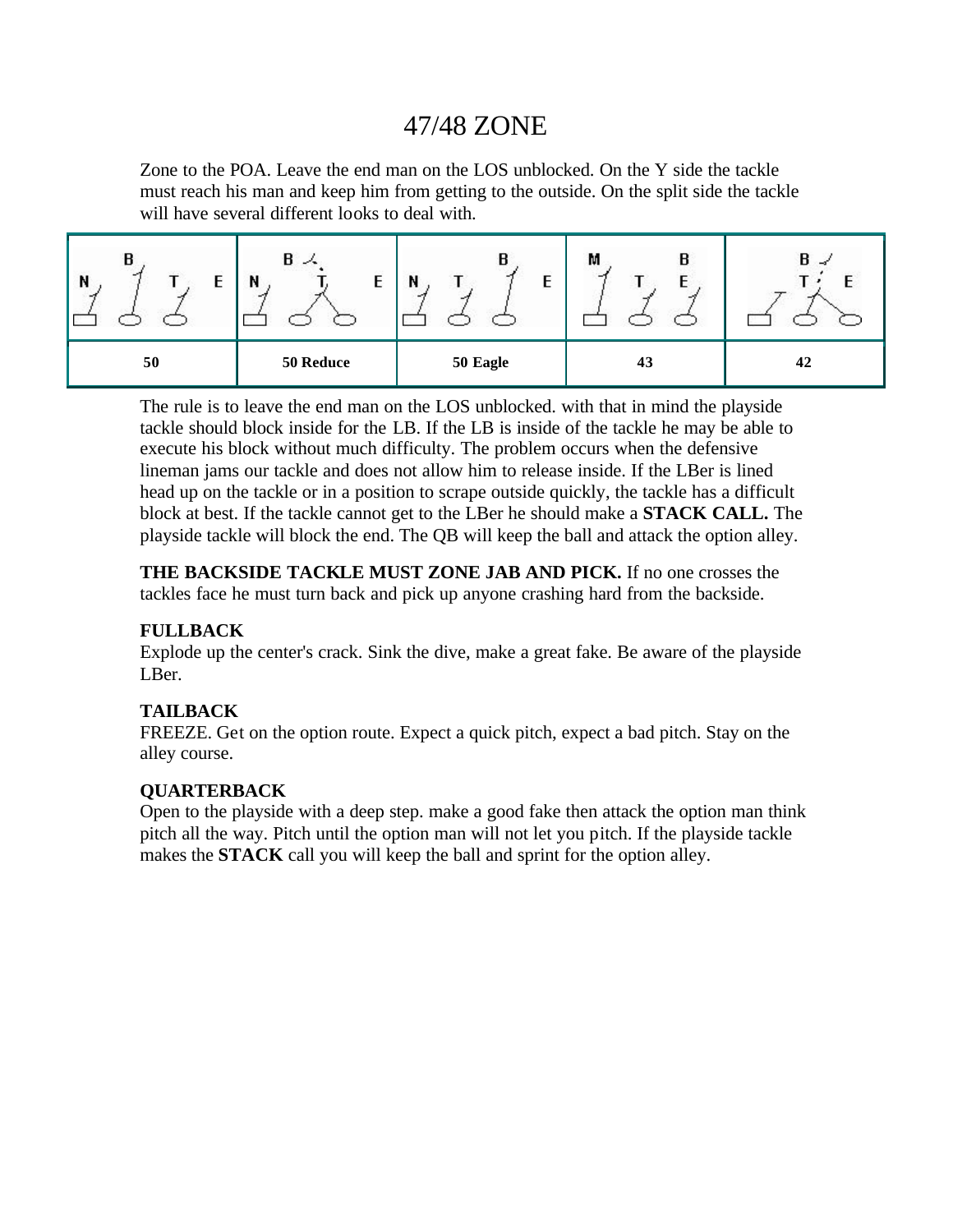# 47/48 ZONE

Zone to the POA. Leave the end man on the LOS unblocked. On the Y side the tackle must reach his man and keep him from getting to the outside. On the split side the tackle will have several different looks to deal with.

| 50 | 50 Reduce | 50 Eagle | 43 | 42 |
|---|---|---|---|---|

The rule is to leave the end man on the LOS unblocked. with that in mind the playside tackle should block inside for the LB. If the LB is inside of the tackle he may be able to execute his block without much difficulty. The problem occurs when the defensive lineman jams our tackle and does not allow him to release inside. If the LBer is lined head up on the tackle or in a position to scrape outside quickly, the tackle has a difficult block at best. If the tackle cannot get to the LBer he should make a **STACK CALL.** The playside tackle will block the end. The QB will keep the ball and attack the option alley.

**THE BACKSIDE TACKLE MUST ZONE JAB AND PICK.** If no one crosses the tackles face he must turn back and pick up anyone crashing hard from the backside.

**FULLBACK**
Explode up the center's crack. Sink the dive, make a great fake. Be aware of the playside LBer.

**TAILBACK**
FREEZE. Get on the option route. Expect a quick pitch, expect a bad pitch. Stay on the alley course.

**QUARTERBACK**
Open to the playside with a deep step. make a good fake then attack the option man think pitch all the way. Pitch until the option man will not let you pitch. If the playside tackle makes the **STACK** call you will keep the ball and sprint for the option alley.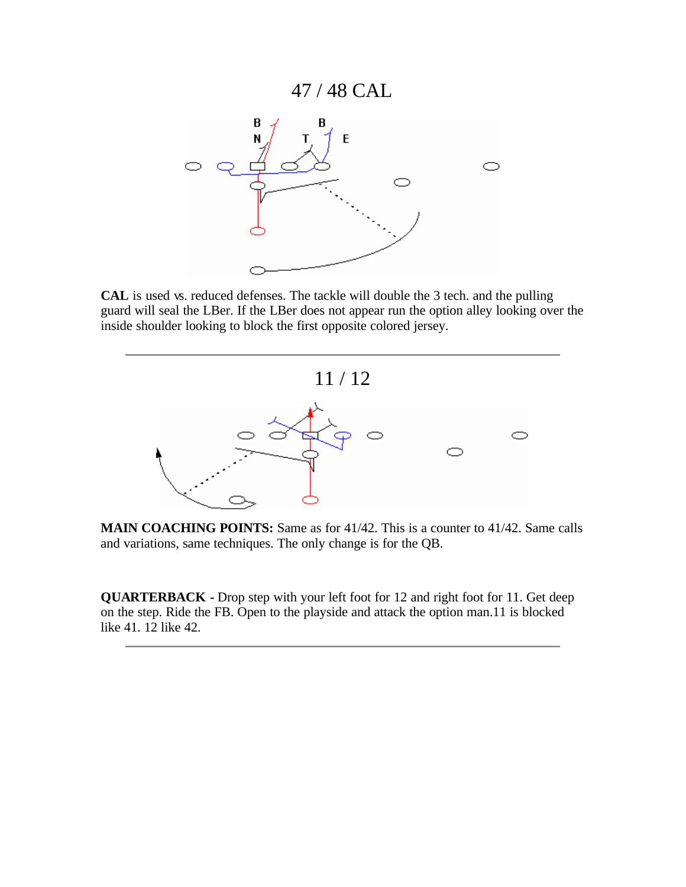# 47 / 48 CAL

**CAL** is used vs. reduced defenses. The tackle will double the 3 tech. and the pulling guard will seal the LBer. If the LBer does not appear run the option alley looking over the inside shoulder looking to block the first opposite colored jersey.

---

# 11 / 12

**MAIN COACHING POINTS:** Same as for 41/42. This is a counter to 41/42. Same calls and variations, same techniques. The only change is for the QB.

**QUARTERBACK -** Drop step with your left foot for 12 and right foot for 11. Get deep on the step. Ride the FB. Open to the playside and attack the option man.11 is blocked like 41. 12 like 42.

---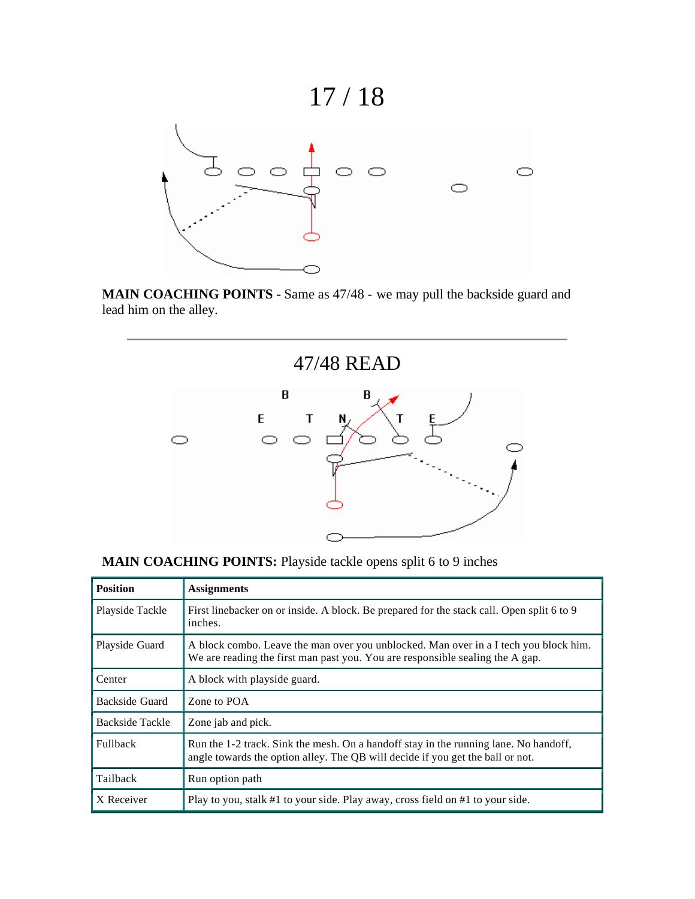# 17 / 18

**MAIN COACHING POINTS -** Same as 47/48 - we may pull the backside guard and lead him on the alley.

---

# 47/48 READ

**MAIN COACHING POINTS:** Playside tackle opens split 6 to 9 inches

| **Position** | **Assignments** |
|---|---|
| Playside Tackle | First linebacker on or inside. A block. Be prepared for the stack call. Open split 6 to 9 inches. |
| Playside Guard | A block combo. Leave the man over you unblocked. Man over in a I tech you block him. We are reading the first man past you. You are responsible sealing the A gap. |
| Center | A block with playside guard. |
| Backside Guard | Zone to POA |
| Backside Tackle | Zone jab and pick. |
| Fullback | Run the 1-2 track. Sink the mesh. On a handoff stay in the running lane. No handoff, angle towards the option alley. The QB will decide if you get the ball or not. |
| Tailback | Run option path |
| X Receiver | Play to you, stalk #1 to your side. Play away, cross field on #1 to your side. |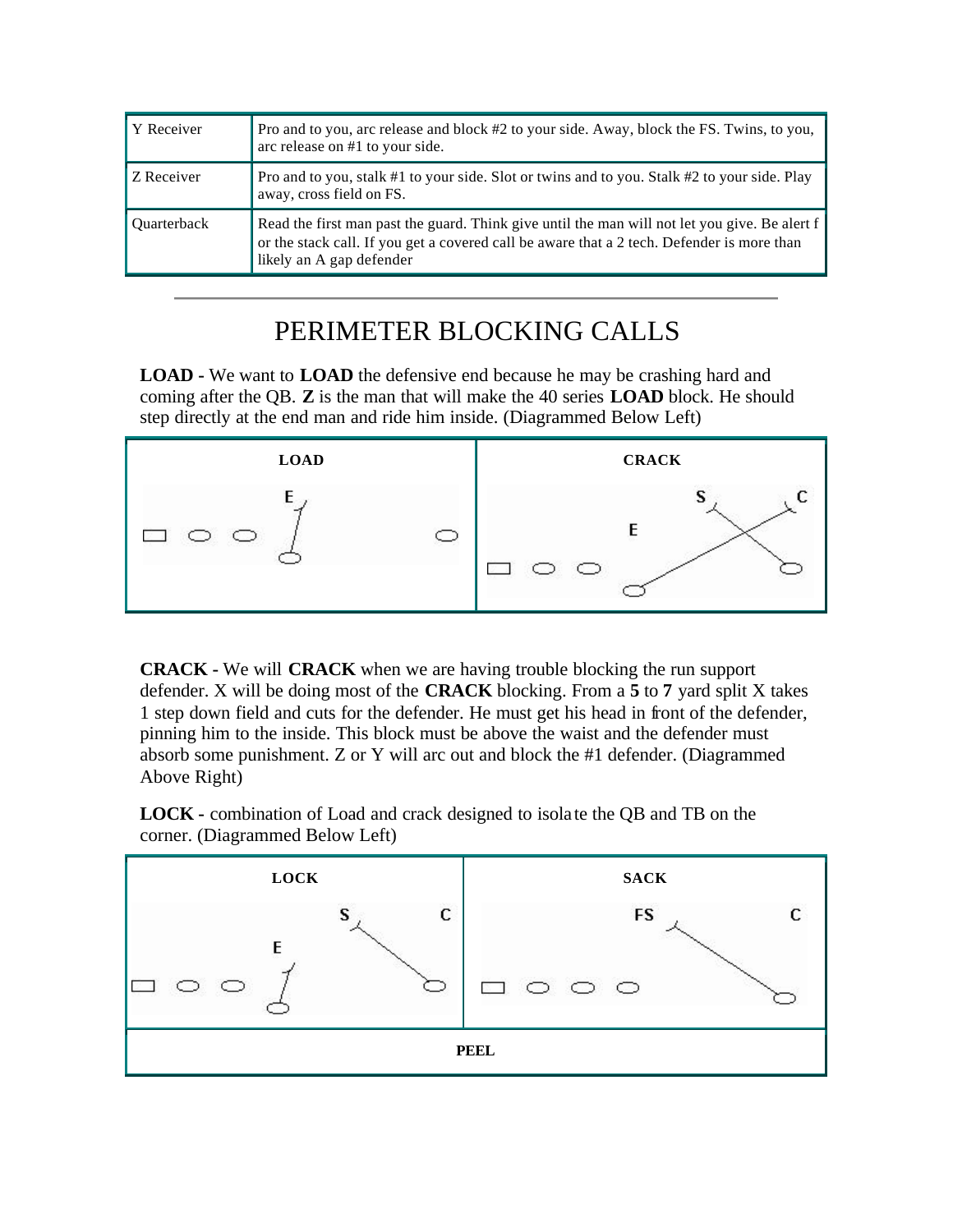| Y Receiver | Pro and to you, arc release and block #2 to your side. Away, block the FS. Twins, to you, arc release on #1 to your side. |
|---|---|
| Z Receiver | Pro and to you, stalk #1 to your side. Slot or twins and to you. Stalk #2 to your side. Play away, cross field on FS. |
| Quarterback | Read the first man past the guard. Think give until the man will not let you give. Be alert f or the stack call. If you get a covered call be aware that a 2 tech. Defender is more than likely an A gap defender |

---

# PERIMETER BLOCKING CALLS

**LOAD -** We want to **LOAD** the defensive end because he may be crashing hard and coming after the QB. **Z** is the man that will make the 40 series **LOAD** block. He should step directly at the end man and ride him inside. (Diagrammed Below Left)

| LOAD | CRACK |
|---|---|
| | |

**CRACK -** We will **CRACK** when we are having trouble blocking the run support defender. X will be doing most of the **CRACK** blocking. From a **5** to **7** yard split X takes 1 step down field and cuts for the defender. He must get his head in front of the defender, pinning him to the inside. This block must be above the waist and the defender must absorb some punishment. Z or Y will arc out and block the #1 defender. (Diagrammed Above Right)

**LOCK -** combination of Load and crack designed to isolate the QB and TB on the corner. (Diagrammed Below Left)

| LOCK | SACK |
|---|---|
| | |
| PEEL | |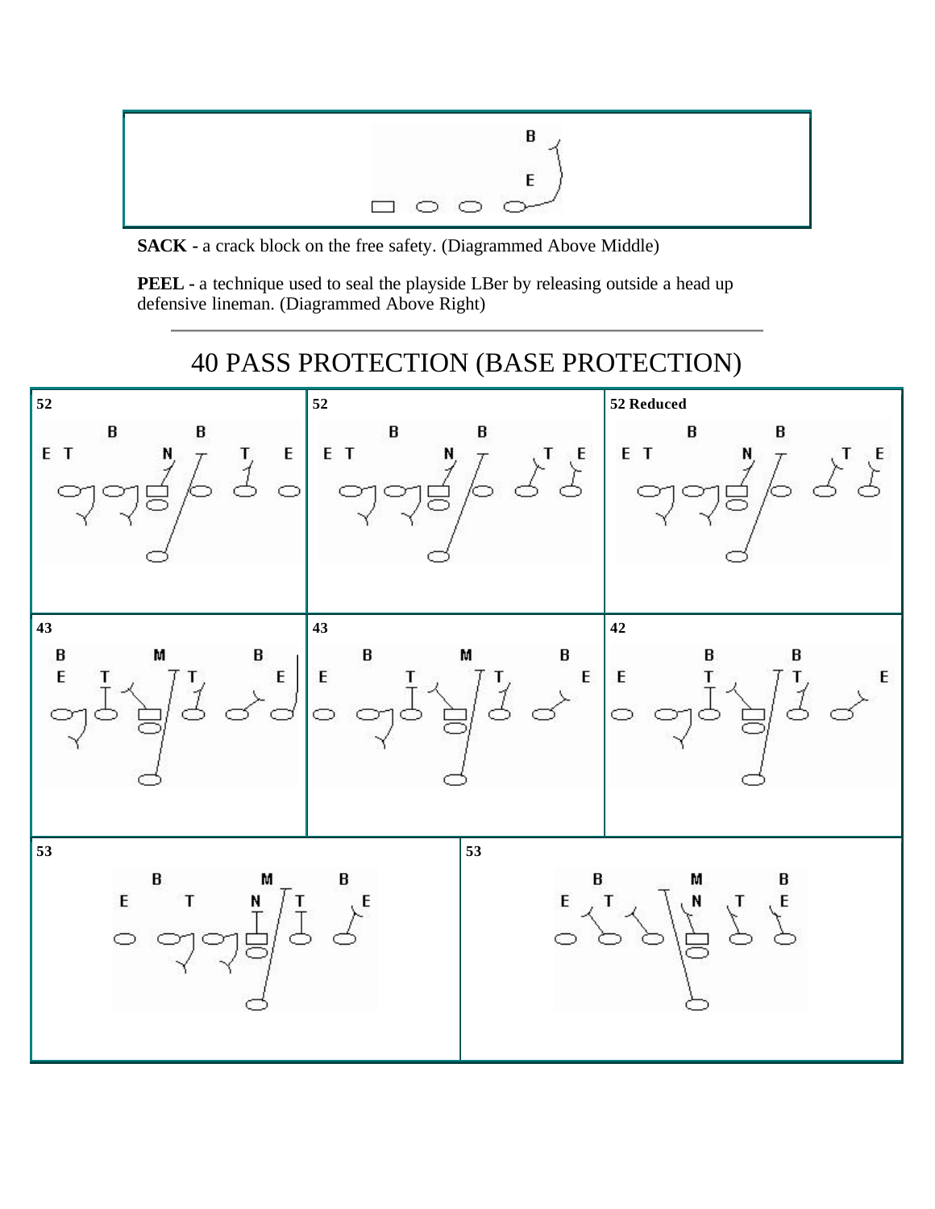**SACK -** a crack block on the free safety. (Diagrammed Above Middle)

**PEEL -** a technique used to seal the playside LBer by releasing outside a head up defensive lineman. (Diagrammed Above Right)

# 40 PASS PROTECTION (BASE PROTECTION)

**52**

**52**

**52 Reduced**

**43**

**43**

**42**

**53**

**53**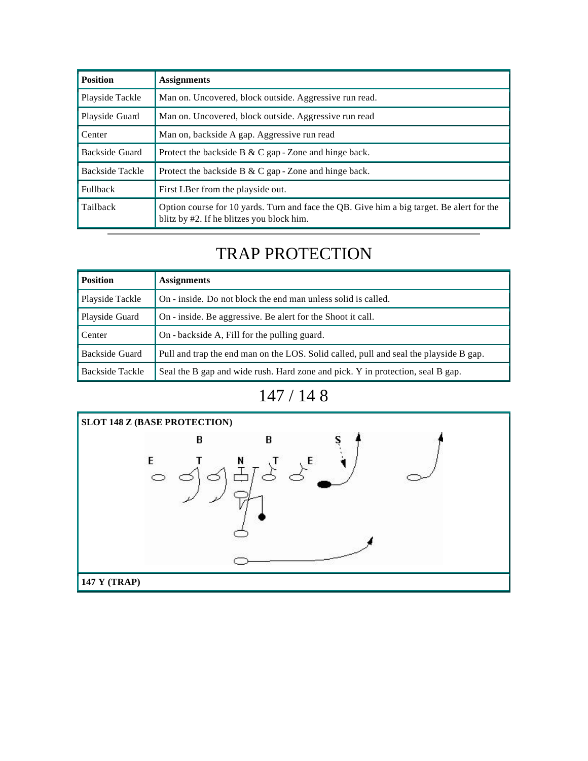| Position | Assignments |
|---|---|
| Playside Tackle | Man on. Uncovered, block outside. Aggressive run read. |
| Playside Guard | Man on. Uncovered, block outside. Aggressive run read |
| Center | Man on, backside A gap. Aggressive run read |
| Backside Guard | Protect the backside B & C gap - Zone and hinge back. |
| Backside Tackle | Protect the backside B & C gap - Zone and hinge back. |
| Fullback | First LBer from the playside out. |
| Tailback | Option course for 10 yards. Turn and face the QB. Give him a big target. Be alert for the blitz by #2. If he blitzes you block him. |

## TRAP PROTECTION

| Position | Assignments |
|---|---|
| Playside Tackle | On - inside. Do not block the end man unless solid is called. |
| Playside Guard | On - inside. Be aggressive. Be alert for the Shoot it call. |
| Center | On - backside A, Fill for the pulling guard. |
| Backside Guard | Pull and trap the end man on the LOS. Solid called, pull and seal the playside B gap. |
| Backside Tackle | Seal the B gap and wide rush. Hard zone and pick. Y in protection, seal B gap. |

## 147 / 14 8

**SLOT 148 Z (BASE PROTECTION)**

**147 Y (TRAP)**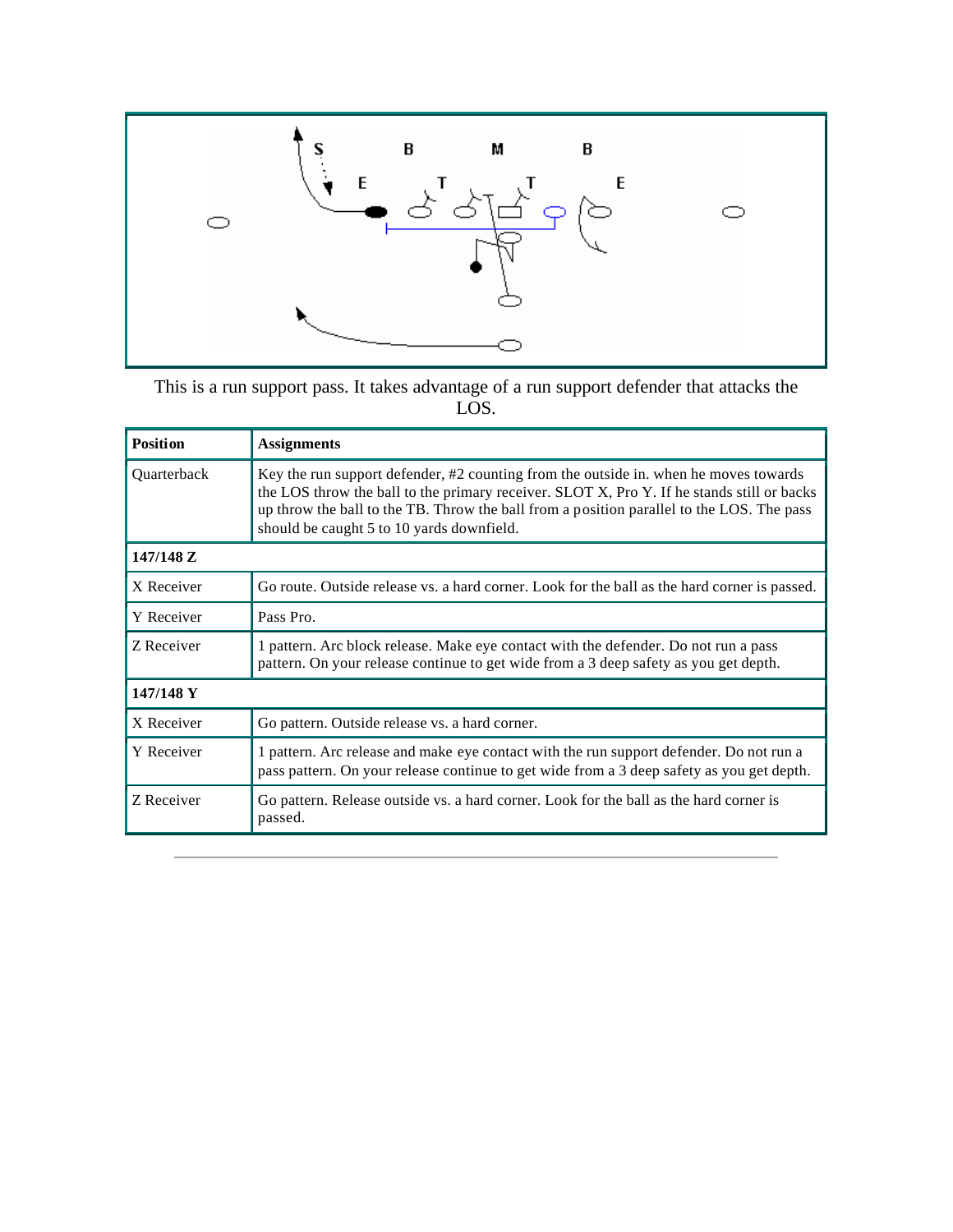This is a run support pass. It takes advantage of a run support defender that attacks the LOS.

| Position | Assignments |
|---|---|
| Quarterback | Key the run support defender, #2 counting from the outside in. when he moves towards the LOS throw the ball to the primary receiver. SLOT X, Pro Y. If he stands still or backs up throw the ball to the TB. Throw the ball from a position parallel to the LOS. The pass should be caught 5 to 10 yards downfield. |
| **147/148 Z** | |
| X Receiver | Go route. Outside release vs. a hard corner. Look for the ball as the hard corner is passed. |
| Y Receiver | Pass Pro. |
| Z Receiver | 1 pattern. Arc block release. Make eye contact with the defender. Do not run a pass pattern. On your release continue to get wide from a 3 deep safety as you get depth. |
| **147/148 Y** | |
| X Receiver | Go pattern. Outside release vs. a hard corner. |
| Y Receiver | 1 pattern. Arc release and make eye contact with the run support defender. Do not run a pass pattern. On your release continue to get wide from a 3 deep safety as you get depth. |
| Z Receiver | Go pattern. Release outside vs. a hard corner. Look for the ball as the hard corner is passed. |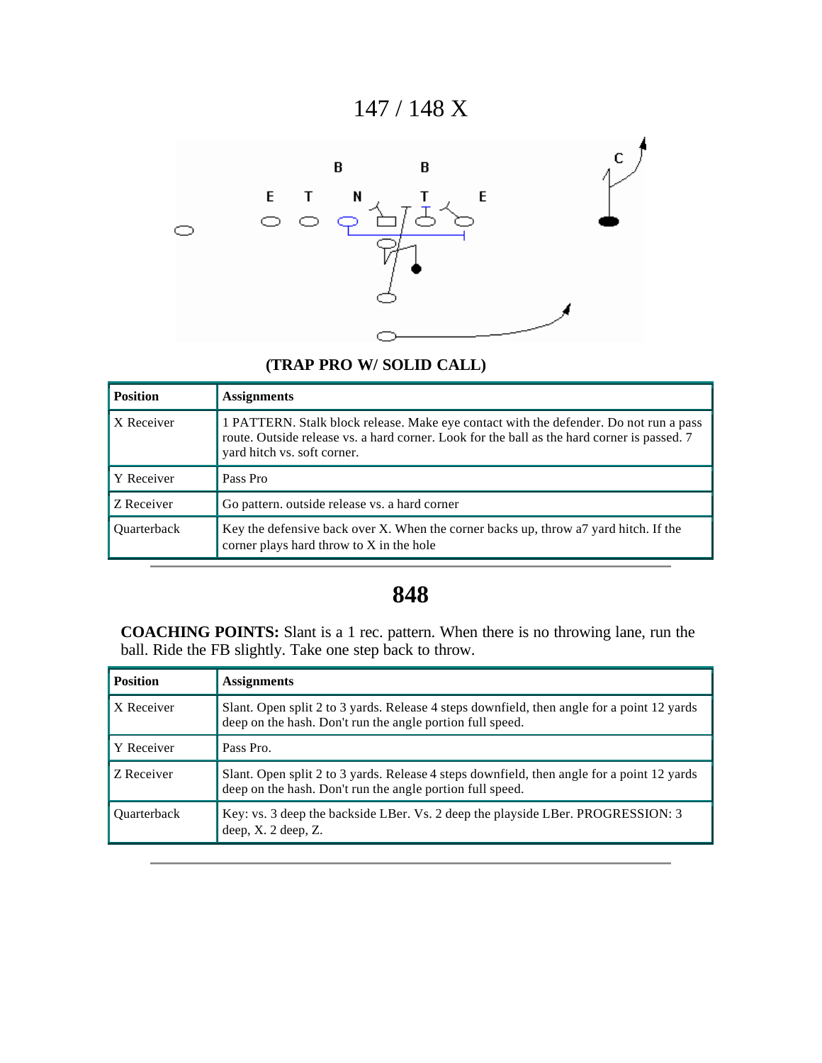# 147 / 148 X

**(TRAP PRO W/ SOLID CALL)**

| Position | Assignments |
| --- | --- |
| X Receiver | 1 PATTERN. Stalk block release. Make eye contact with the defender. Do not run a pass route. Outside release vs. a hard corner. Look for the ball as the hard corner is passed. 7 yard hitch vs. soft corner. |
| Y Receiver | Pass Pro |
| Z Receiver | Go pattern. outside release vs. a hard corner |
| Quarterback | Key the defensive back over X. When the corner backs up, throw a7 yard hitch. If the corner plays hard throw to X in the hole |

---

# 848

**COACHING POINTS:** Slant is a 1 rec. pattern. When there is no throwing lane, run the ball. Ride the FB slightly. Take one step back to throw.

| Position | Assignments |
| --- | --- |
| X Receiver | Slant. Open split 2 to 3 yards. Release 4 steps downfield, then angle for a point 12 yards deep on the hash. Don't run the angle portion full speed. |
| Y Receiver | Pass Pro. |
| Z Receiver | Slant. Open split 2 to 3 yards. Release 4 steps downfield, then angle for a point 12 yards deep on the hash. Don't run the angle portion full speed. |
| Quarterback | Key: vs. 3 deep the backside LBer. Vs. 2 deep the playside LBer. PROGRESSION: 3 deep, X. 2 deep, Z. |

---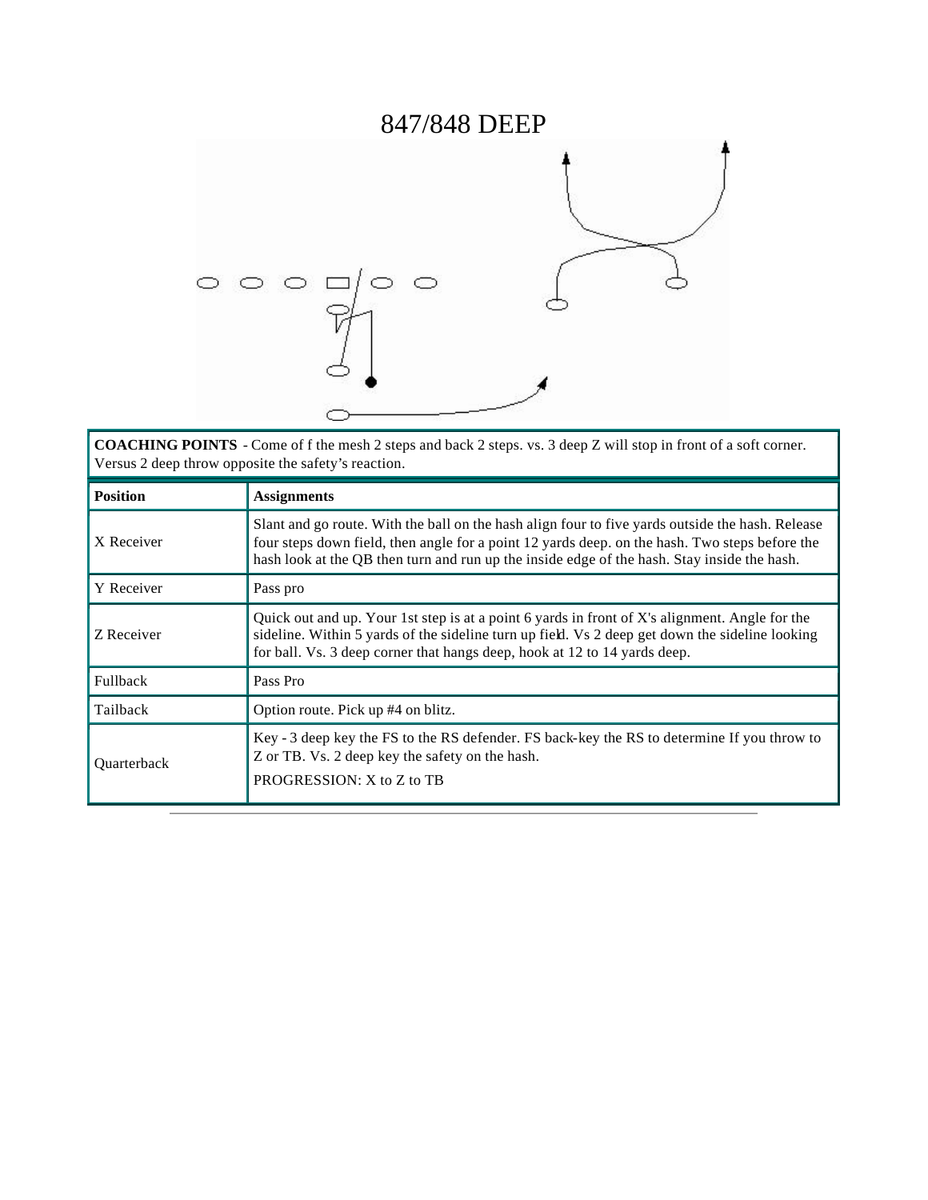# 847/848 DEEP

| **COACHING POINTS** - Come of f the mesh 2 steps and back 2 steps. vs. 3 deep Z will stop in front of a soft corner. Versus 2 deep throw opposite the safety's reaction. |
|---|

| **Position** | **Assignments** |
|---|---|
| X Receiver | Slant and go route. With the ball on the hash align four to five yards outside the hash. Release four steps down field, then angle for a point 12 yards deep. on the hash. Two steps before the hash look at the QB then turn and run up the inside edge of the hash. Stay inside the hash. |
| Y Receiver | Pass pro |
| Z Receiver | Quick out and up. Your 1st step is at a point 6 yards in front of X's alignment. Angle for the sideline. Within 5 yards of the sideline turn up field. Vs 2 deep get down the sideline looking for ball. Vs. 3 deep corner that hangs deep, hook at 12 to 14 yards deep. |
| Fullback | Pass Pro |
| Tailback | Option route. Pick up #4 on blitz. |
| Quarterback | Key - 3 deep key the FS to the RS defender. FS back-key the RS to determine If you throw to Z or TB. Vs. 2 deep key the safety on the hash.<br>PROGRESSION: X to Z to TB |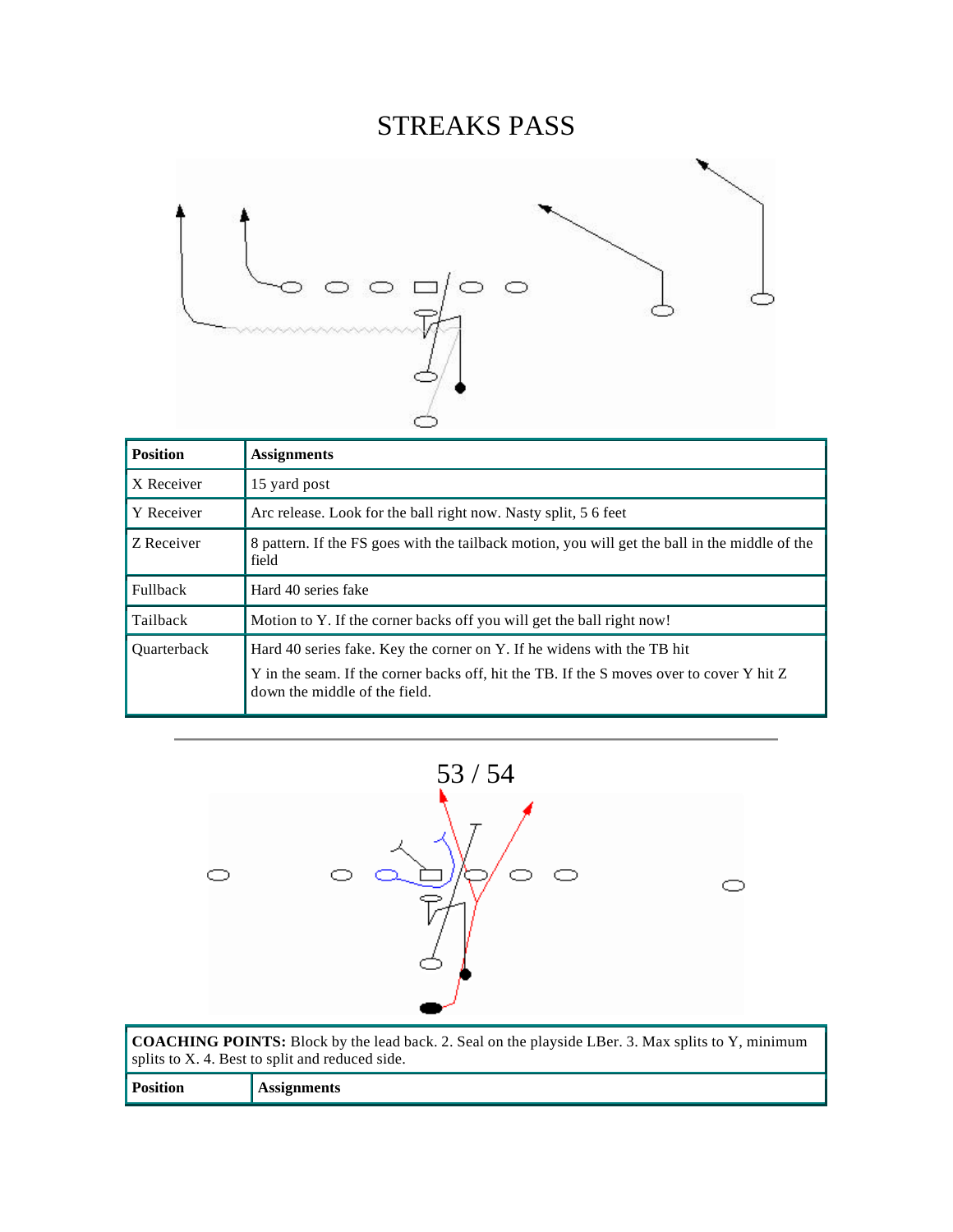# STREAKS PASS

| Position | Assignments |
| --- | --- |
| X Receiver | 15 yard post |
| Y Receiver | Arc release. Look for the ball right now. Nasty split, 5 6 feet |
| Z Receiver | 8 pattern. If the FS goes with the tailback motion, you will get the ball in the middle of the field |
| Fullback | Hard 40 series fake |
| Tailback | Motion to Y. If the corner backs off you will get the ball right now! |
| Quarterback | Hard 40 series fake. Key the corner on Y. If he widens with the TB hit Y in the seam. If the corner backs off, hit the TB. If the S moves over to cover Y hit Z down the middle of the field. |

---

## 53 / 54

| COACHING POINTS: Block by the lead back. 2. Seal on the playside LBer. 3. Max splits to Y, minimum splits to X. 4. Best to split and reduced side. | |
| --- | --- |
| **Position** | **Assignments** |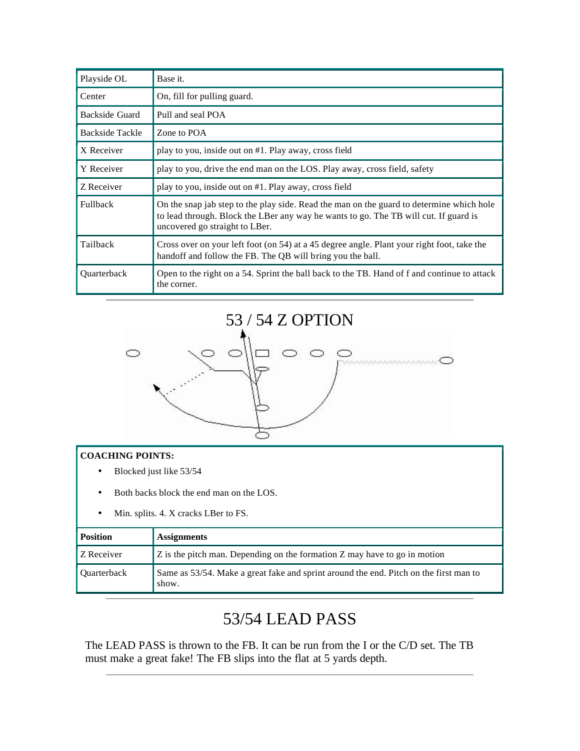| Playside OL | Base it. |
| --- | --- |
| Center | On, fill for pulling guard. |
| Backside Guard | Pull and seal POA |
| Backside Tackle | Zone to POA |
| X Receiver | play to you, inside out on #1. Play away, cross field |
| Y Receiver | play to you, drive the end man on the LOS. Play away, cross field, safety |
| Z Receiver | play to you, inside out on #1. Play away, cross field |
| Fullback | On the snap jab step to the play side. Read the man on the guard to determine which hole to lead through. Block the LBer any way he wants to go. The TB will cut. If guard is uncovered go straight to LBer. |
| Tailback | Cross over on your left foot (on 54) at a 45 degree angle. Plant your right foot, take the handoff and follow the FB. The QB will bring you the ball. |
| Quarterback | Open to the right on a 54. Sprint the ball back to the TB. Hand of f and continue to attack the corner. |

---

## 53 / 54 Z OPTION

**COACHING POINTS:**

- Blocked just like 53/54
- Both backs block the end man on the LOS.
- Min. splits. 4. X cracks LBer to FS.

| Position | Assignments |
| --- | --- |
| Z Receiver | Z is the pitch man. Depending on the formation Z may have to go in motion |
| Quarterback | Same as 53/54. Make a great fake and sprint around the end. Pitch on the first man to show. |

---

## 53/54 LEAD PASS

The LEAD PASS is thrown to the FB. It can be run from the I or the C/D set. The TB must make a great fake! The FB slips into the flat at 5 yards depth.

---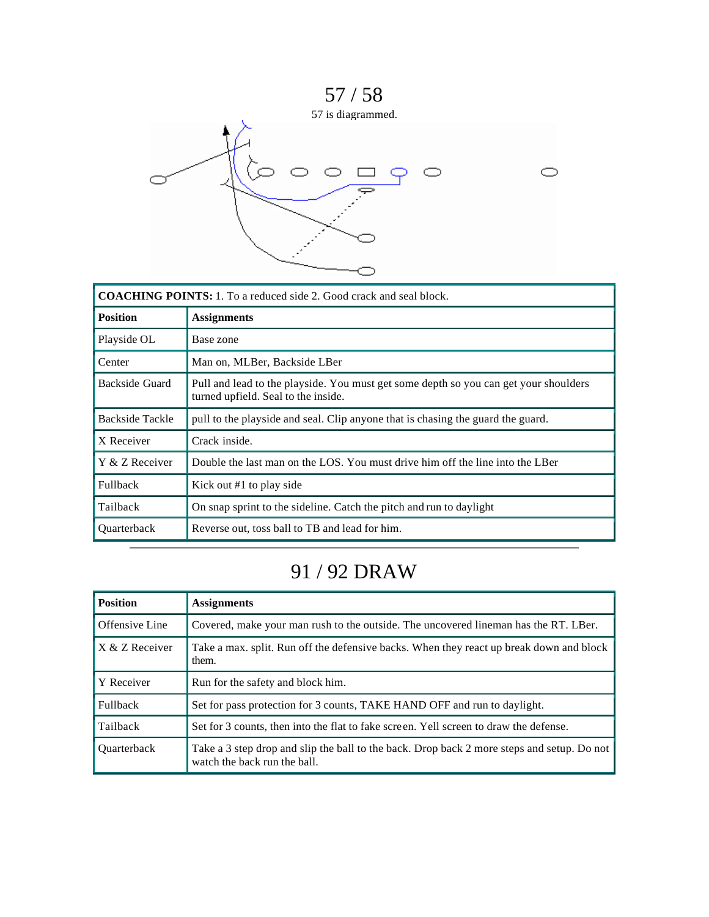# 57 / 58

57 is diagrammed.

| **COACHING POINTS:** 1. To a reduced side 2. Good crack and seal block. | |
|---|---|
| **Position** | **Assignments** |
| Playside OL | Base zone |
| Center | Man on, MLBer, Backside LBer |
| Backside Guard | Pull and lead to the playside. You must get some depth so you can get your shoulders turned upfield. Seal to the inside. |
| Backside Tackle | pull to the playside and seal. Clip anyone that is chasing the guard the guard. |
| X Receiver | Crack inside. |
| Y & Z Receiver | Double the last man on the LOS. You must drive him off the line into the LBer |
| Fullback | Kick out #1 to play side |
| Tailback | On snap sprint to the sideline. Catch the pitch and run to daylight |
| Quarterback | Reverse out, toss ball to TB and lead for him. |

# 91 / 92 DRAW

| **Position** | **Assignments** |
|---|---|
| Offensive Line | Covered, make your man rush to the outside. The uncovered lineman has the RT. LBer. |
| X & Z Receiver | Take a max. split. Run off the defensive backs. When they react up break down and block them. |
| Y Receiver | Run for the safety and block him. |
| Fullback | Set for pass protection for 3 counts, TAKE HAND OFF and run to daylight. |
| Tailback | Set for 3 counts, then into the flat to fake screen. Yell screen to draw the defense. |
| Quarterback | Take a 3 step drop and slip the ball to the back. Drop back 2 more steps and setup. Do not watch the back run the ball. |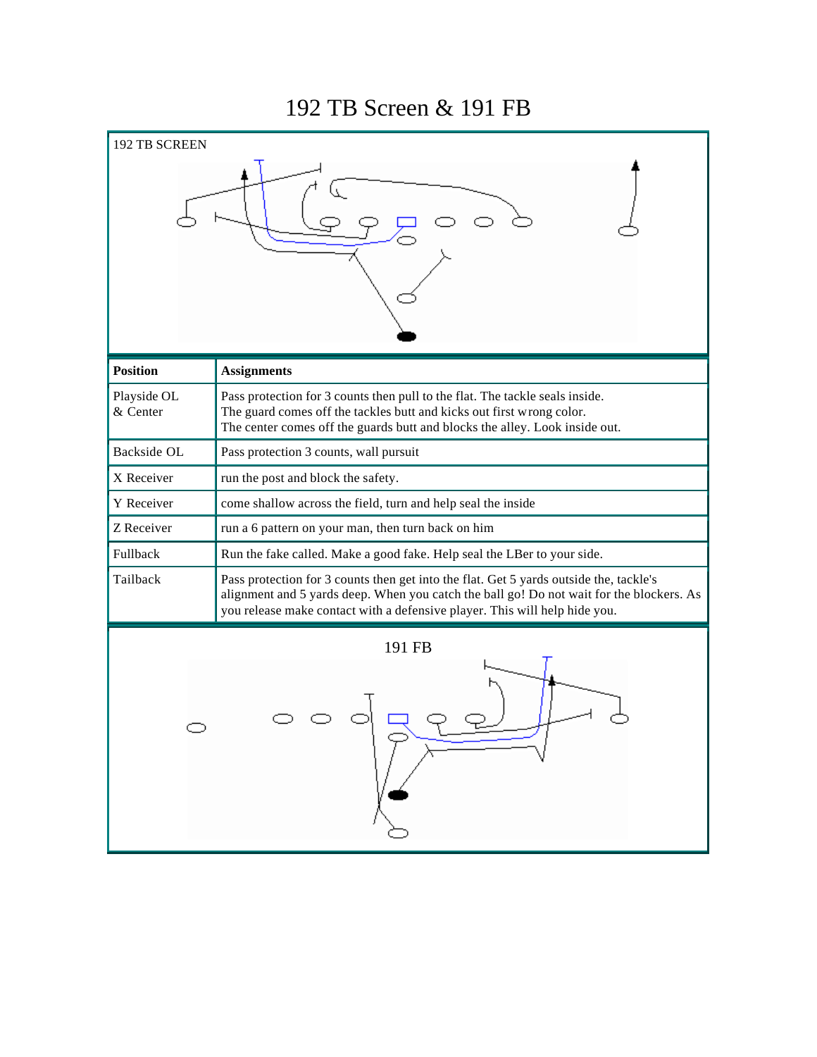# 192 TB Screen & 191 FB

192 TB SCREEN

| Position | Assignments |
| --- | --- |
| Playside OL & Center | Pass protection for 3 counts then pull to the flat. The tackle seals inside. The guard comes off the tackles butt and kicks out first wrong color. The center comes off the guards butt and blocks the alley. Look inside out. |
| Backside OL | Pass protection 3 counts, wall pursuit |
| X Receiver | run the post and block the safety. |
| Y Receiver | come shallow across the field, turn and help seal the inside |
| Z Receiver | run a 6 pattern on your man, then turn back on him |
| Fullback | Run the fake called. Make a good fake. Help seal the LBer to your side. |
| Tailback | Pass protection for 3 counts then get into the flat. Get 5 yards outside the, tackle's alignment and 5 yards deep. When you catch the ball go! Do not wait for the blockers. As you release make contact with a defensive player. This will help hide you. |

191 FB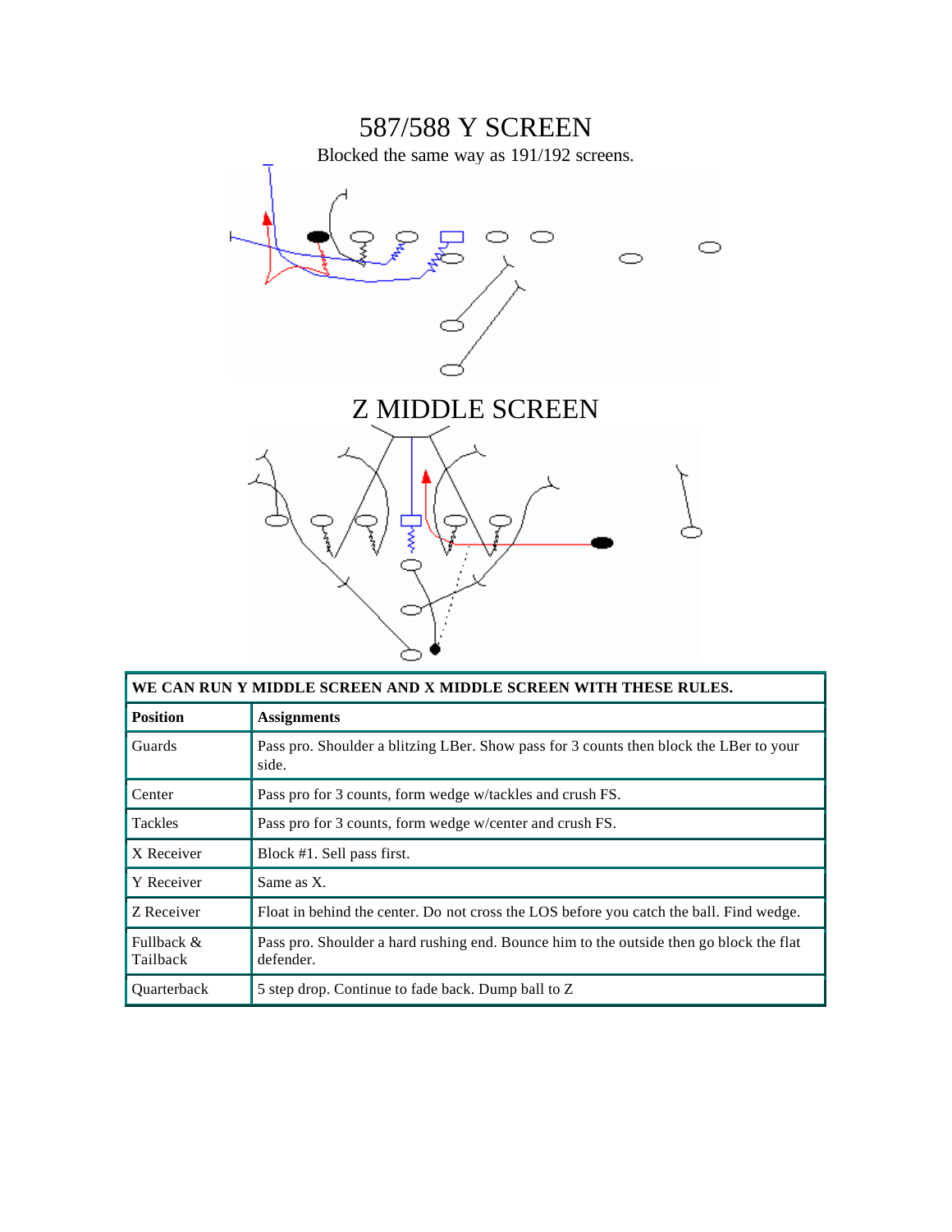# 587/588 Y SCREEN

Blocked the same way as 191/192 screens.

# Z MIDDLE SCREEN

| WE CAN RUN Y MIDDLE SCREEN AND X MIDDLE SCREEN WITH THESE RULES. | |
|---|---|
| **Position** | **Assignments** |
| Guards | Pass pro. Shoulder a blitzing LBer. Show pass for 3 counts then block the LBer to your side. |
| Center | Pass pro for 3 counts, form wedge w/tackles and crush FS. |
| Tackles | Pass pro for 3 counts, form wedge w/center and crush FS. |
| X Receiver | Block #1. Sell pass first. |
| Y Receiver | Same as X. |
| Z Receiver | Float in behind the center. Do not cross the LOS before you catch the ball. Find wedge. |
| Fullback & Tailback | Pass pro. Shoulder a hard rushing end. Bounce him to the outside then go block the flat defender. |
| Quarterback | 5 step drop. Continue to fade back. Dump ball to Z |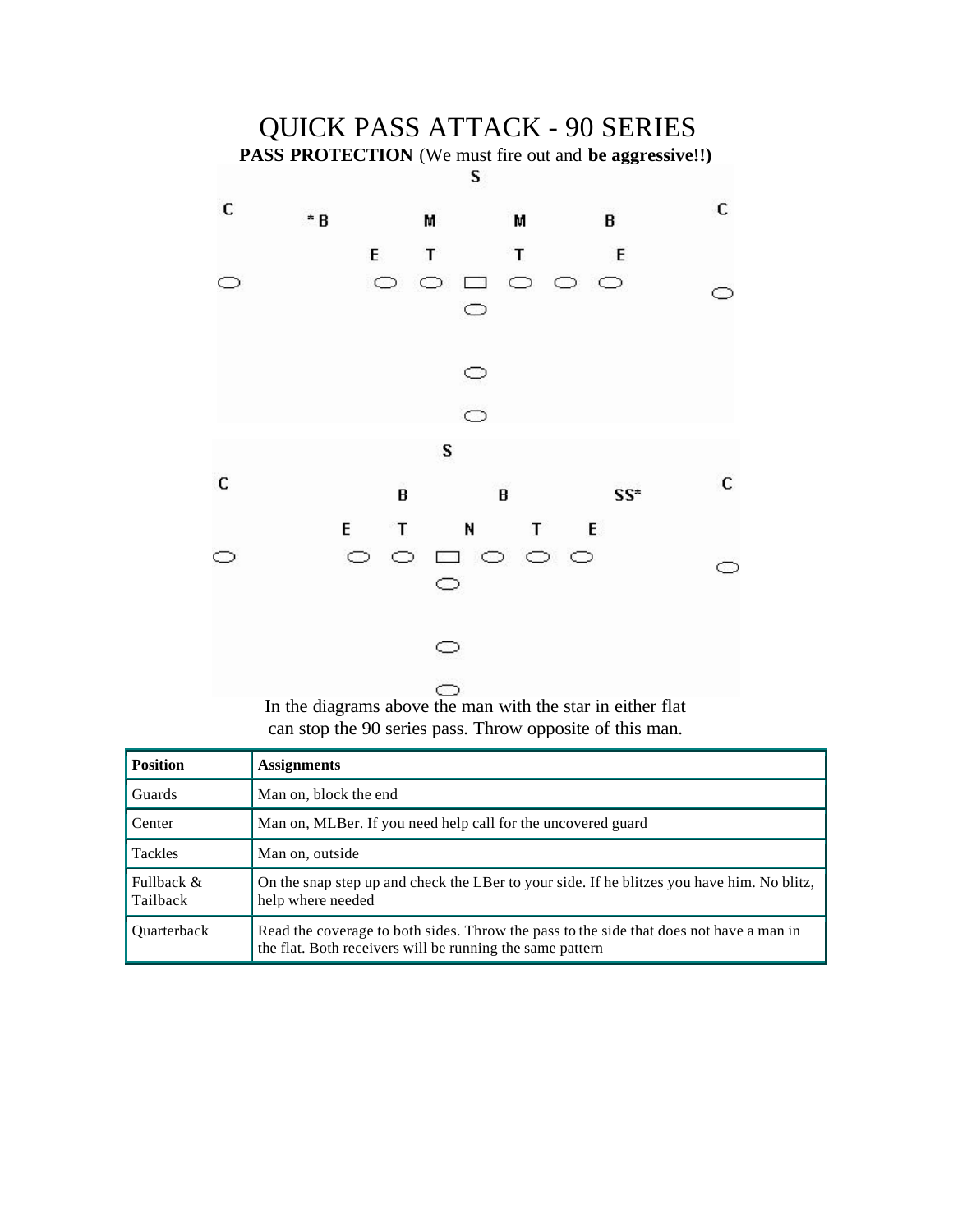# QUICK PASS ATTACK - 90 SERIES

**PASS PROTECTION** (We must fire out and **be aggressive!!)**

In the diagrams above the man with the star in either flat can stop the 90 series pass. Throw opposite of this man.

| Position | Assignments |
|---|---|
| Guards | Man on, block the end |
| Center | Man on, MLBer. If you need help call for the uncovered guard |
| Tackles | Man on, outside |
| Fullback & Tailback | On the snap step up and check the LBer to your side. If he blitzes you have him. No blitz, help where needed |
| Quarterback | Read the coverage to both sides. Throw the pass to the side that does not have a man in the flat. Both receivers will be running the same pattern |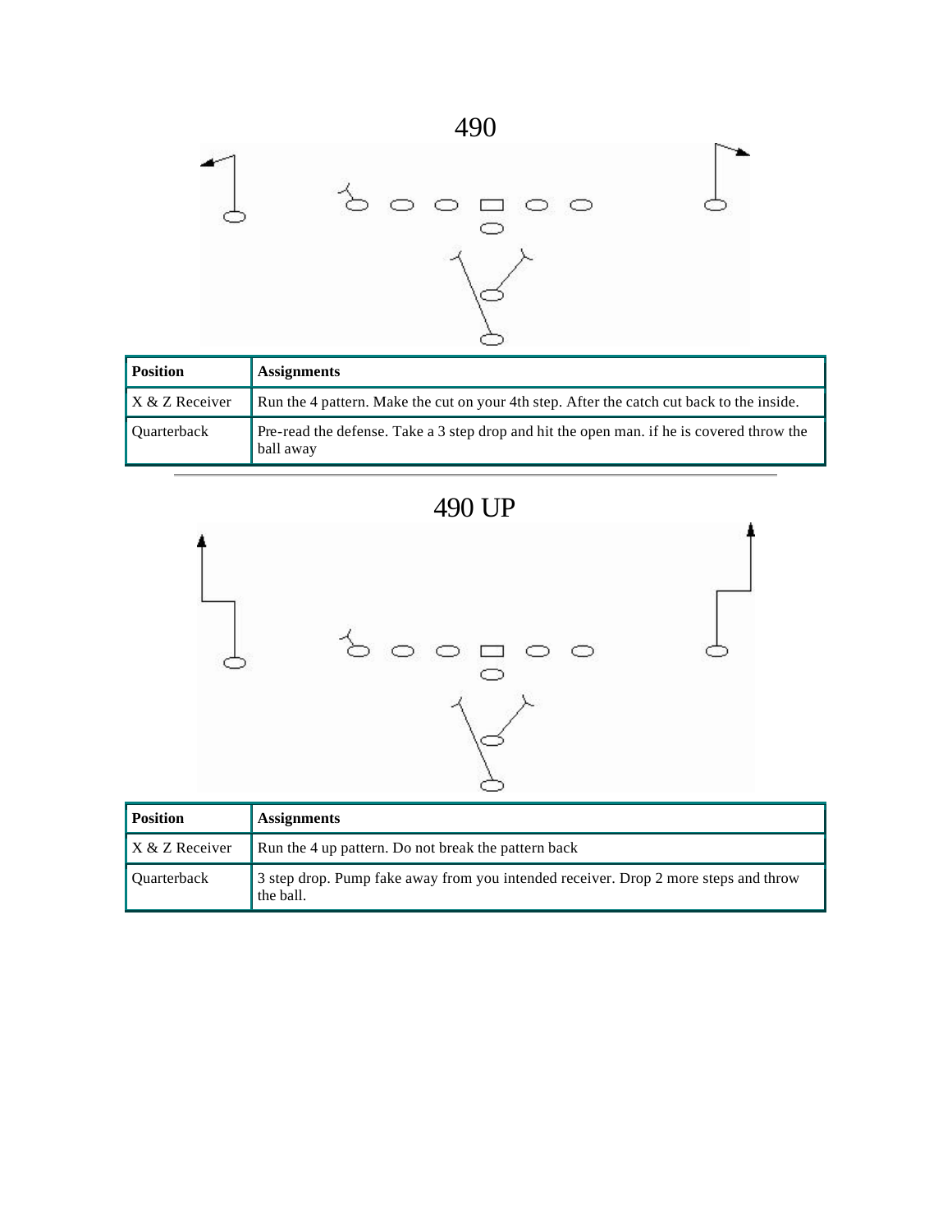# 490

| Position | Assignments |
|---|---|
| X & Z Receiver | Run the 4 pattern. Make the cut on your 4th step. After the catch cut back to the inside. |
| Quarterback | Pre-read the defense. Take a 3 step drop and hit the open man. if he is covered throw the ball away |

---

# 490 UP

| Position | Assignments |
|---|---|
| X & Z Receiver | Run the 4 up pattern. Do not break the pattern back |
| Quarterback | 3 step drop. Pump fake away from you intended receiver. Drop 2 more steps and throw the ball. |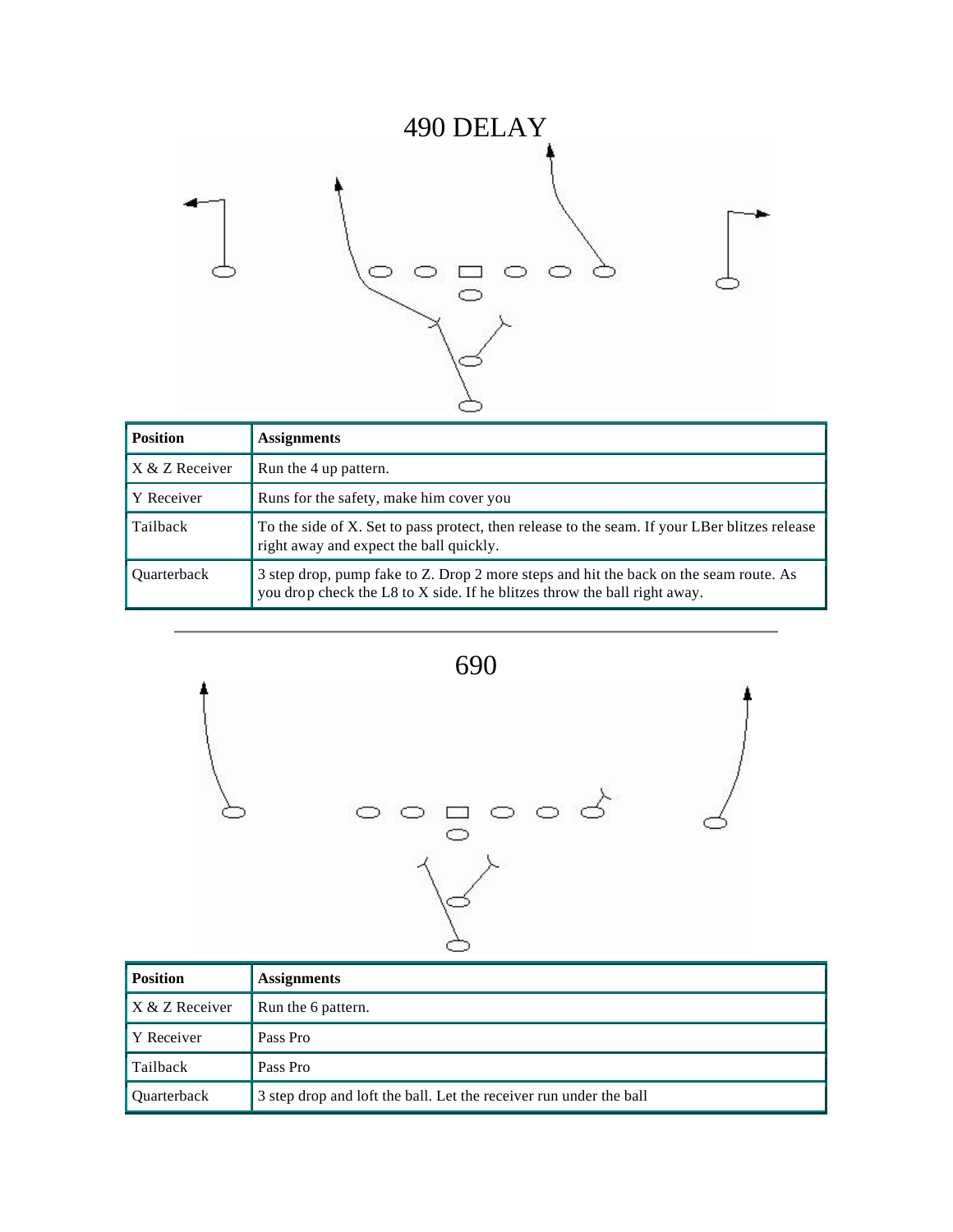# 490 DELAY

| Position | Assignments |
| --- | --- |
| X & Z Receiver | Run the 4 up pattern. |
| Y Receiver | Runs for the safety, make him cover you |
| Tailback | To the side of X. Set to pass protect, then release to the seam. If your LBer blitzes release right away and expect the ball quickly. |
| Quarterback | 3 step drop, pump fake to Z. Drop 2 more steps and hit the back on the seam route. As you drop check the L8 to X side. If he blitzes throw the ball right away. |

---

# 690

| Position | Assignments |
| --- | --- |
| X & Z Receiver | Run the 6 pattern. |
| Y Receiver | Pass Pro |
| Tailback | Pass Pro |
| Quarterback | 3 step drop and loft the ball. Let the receiver run under the ball |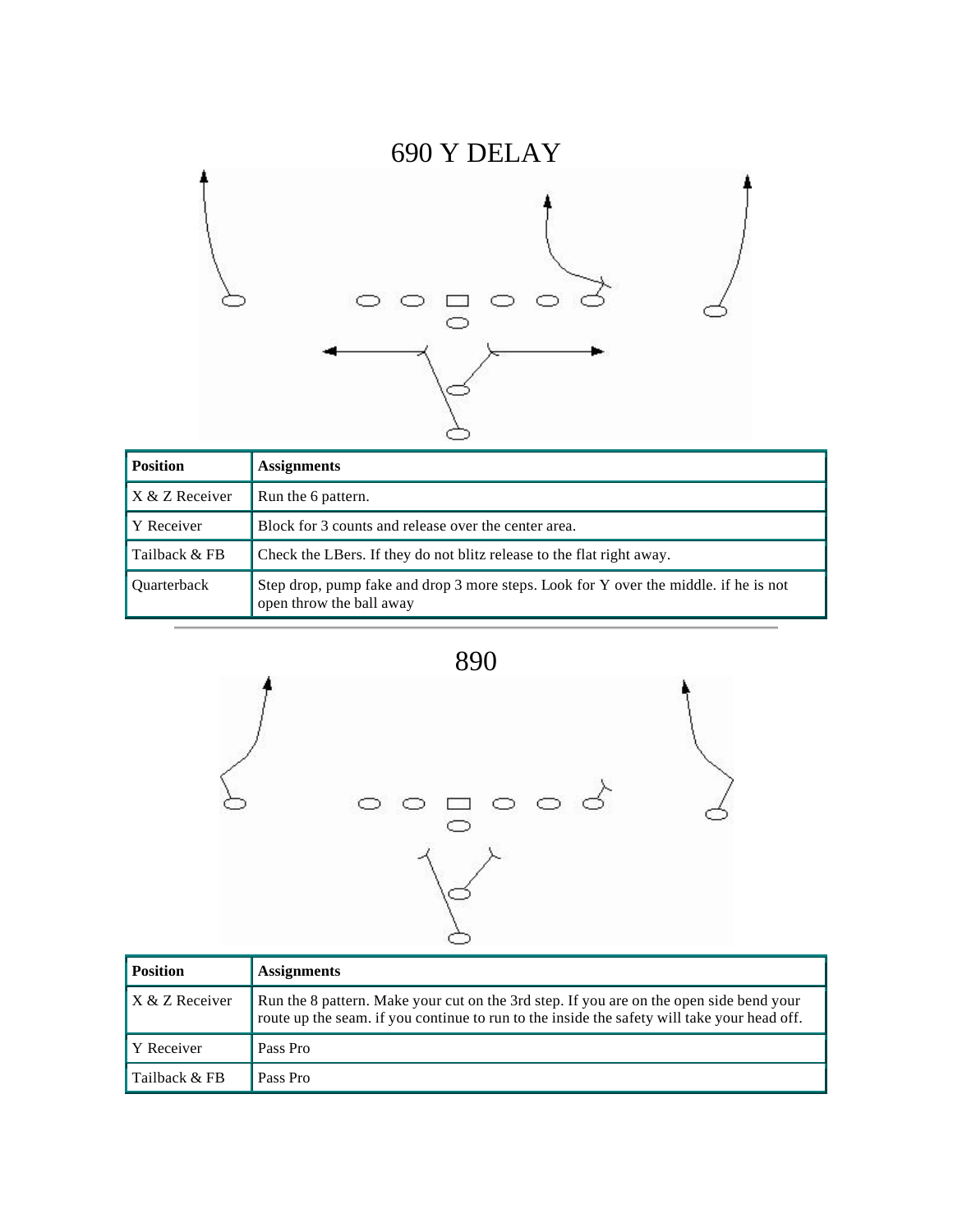# 690 Y DELAY

| Position | Assignments |
|---|---|
| X & Z Receiver | Run the 6 pattern. |
| Y Receiver | Block for 3 counts and release over the center area. |
| Tailback & FB | Check the LBers. If they do not blitz release to the flat right away. |
| Quarterback | Step drop, pump fake and drop 3 more steps. Look for Y over the middle. if he is not open throw the ball away |

---

# 890

| Position | Assignments |
|---|---|
| X & Z Receiver | Run the 8 pattern. Make your cut on the 3rd step. If you are on the open side bend your route up the seam. if you continue to run to the inside the safety will take your head off. |
| Y Receiver | Pass Pro |
| Tailback & FB | Pass Pro |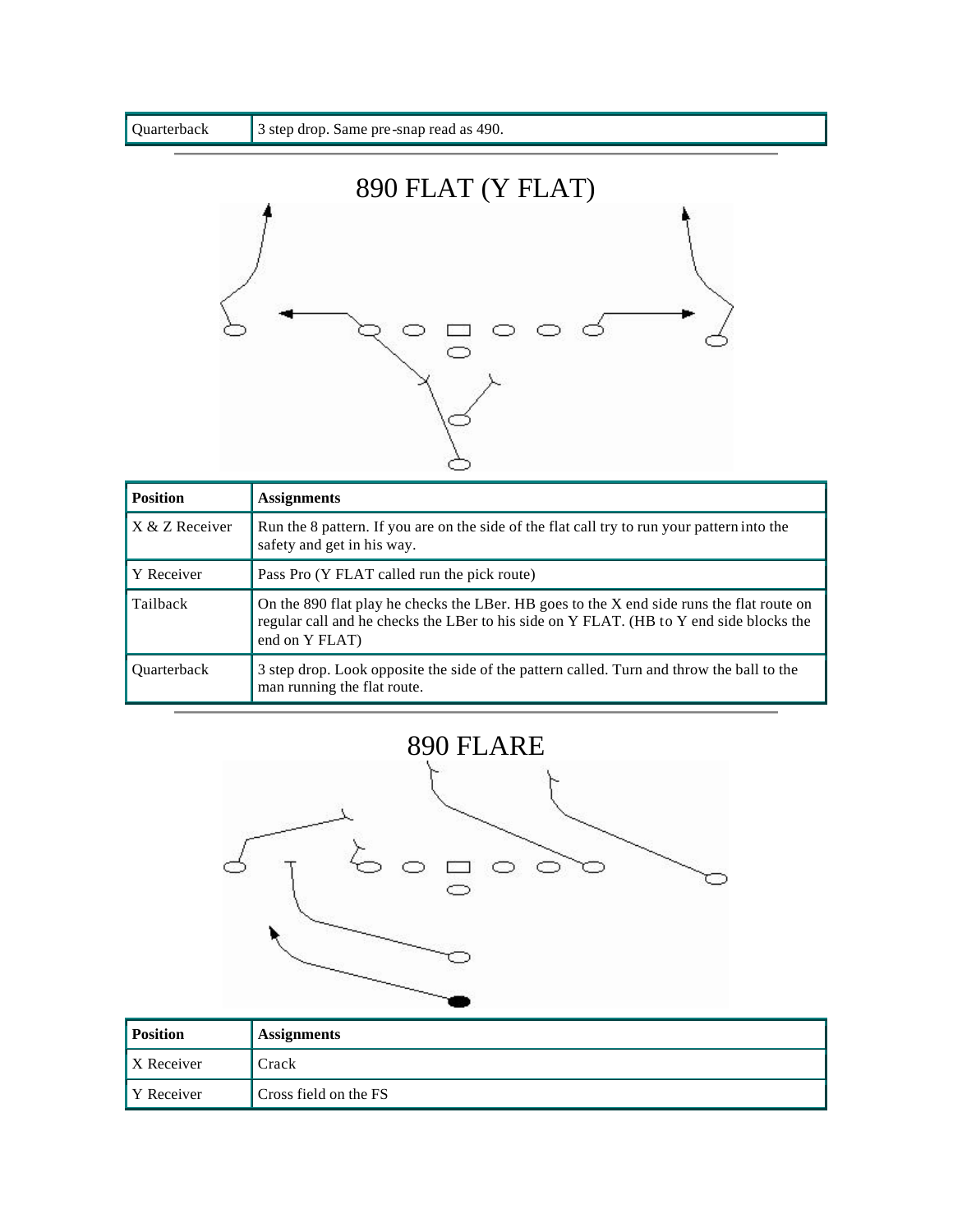| Quarterback | 3 step drop. Same pre-snap read as 490. |
|---|---|

---

## 890 FLAT (Y FLAT)

| Position | Assignments |
|---|---|
| X & Z Receiver | Run the 8 pattern. If you are on the side of the flat call try to run your pattern into the safety and get in his way. |
| Y Receiver | Pass Pro (Y FLAT called run the pick route) |
| Tailback | On the 890 flat play he checks the LBer. HB goes to the X end side runs the flat route on regular call and he checks the LBer to his side on Y FLAT. (HB to Y end side blocks the end on Y FLAT) |
| Quarterback | 3 step drop. Look opposite the side of the pattern called. Turn and throw the ball to the man running the flat route. |

---

## 890 FLARE

| Position | Assignments |
|---|---|
| X Receiver | Crack |
| Y Receiver | Cross field on the FS |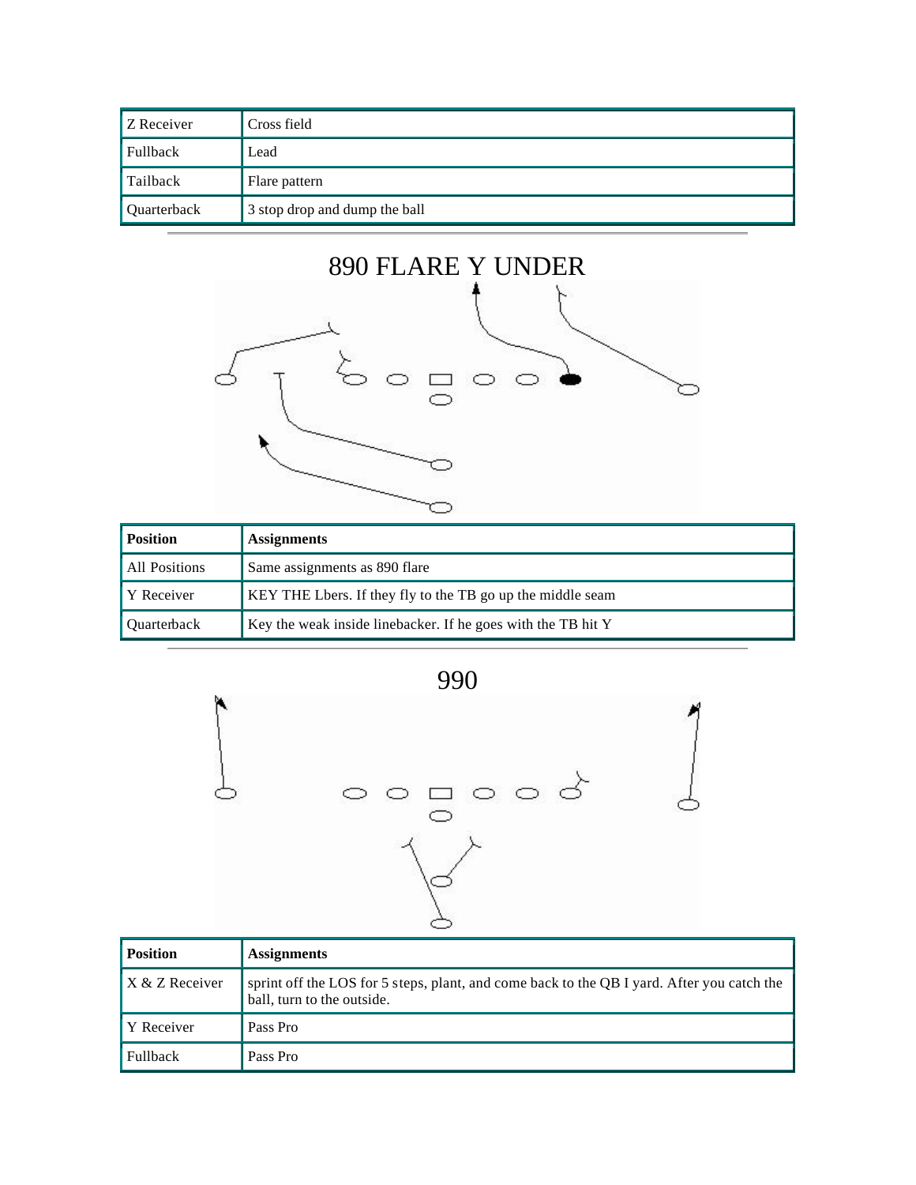| Z Receiver | Cross field |
|---|---|
| Fullback | Lead |
| Tailback | Flare pattern |
| Quarterback | 3 stop drop and dump the ball |

---

# 890 FLARE Y UNDER

| Position | Assignments |
|---|---|
| All Positions | Same assignments as 890 flare |
| Y Receiver | KEY THE Lbers. If they fly to the TB go up the middle seam |
| Quarterback | Key the weak inside linebacker. If he goes with the TB hit Y |

---

# 990

| Position | Assignments |
|---|---|
| X & Z Receiver | sprint off the LOS for 5 steps, plant, and come back to the QB I yard. After you catch the ball, turn to the outside. |
| Y Receiver | Pass Pro |
| Fullback | Pass Pro |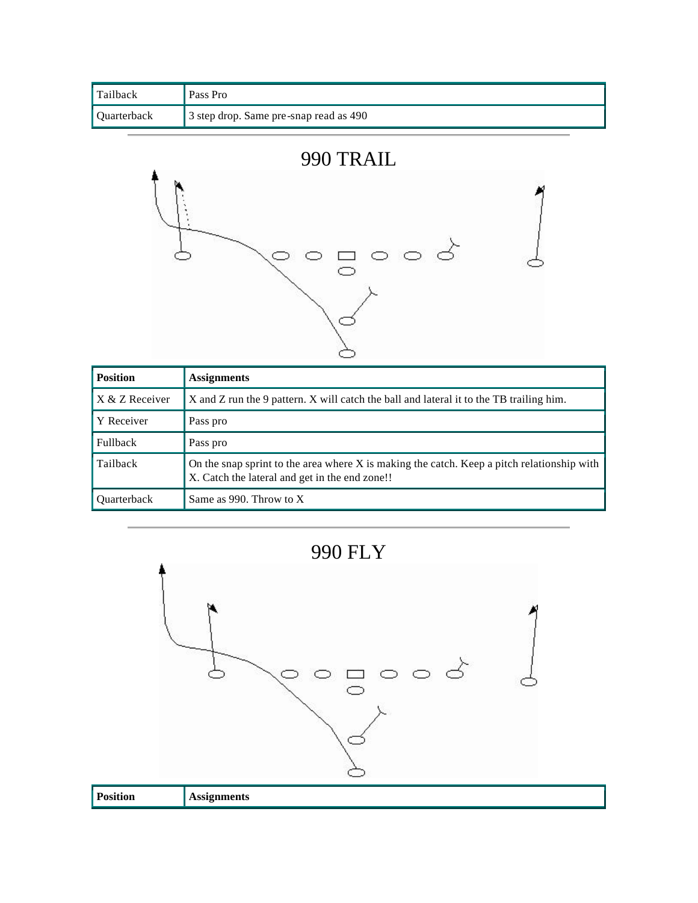| Tailback | Pass Pro |
| --- | --- |
| Quarterback | 3 step drop. Same pre-snap read as 490 |

## 990 TRAIL

| Position | Assignments |
| --- | --- |
| X & Z Receiver | X and Z run the 9 pattern. X will catch the ball and lateral it to the TB trailing him. |
| Y Receiver | Pass pro |
| Fullback | Pass pro |
| Tailback | On the snap sprint to the area where X is making the catch. Keep a pitch relationship with X. Catch the lateral and get in the end zone!! |
| Quarterback | Same as 990. Throw to X |

## 990 FLY

| Position | Assignments |
| --- | --- |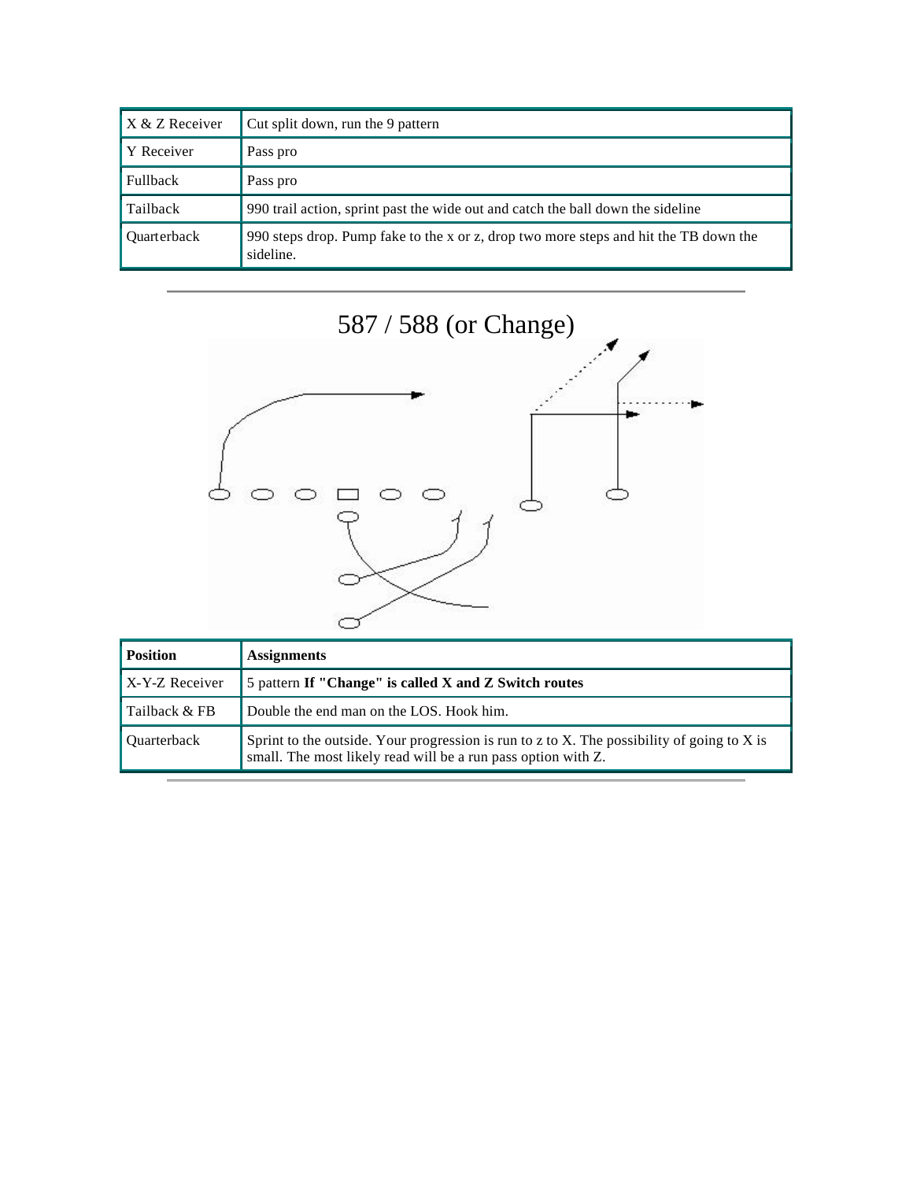| X & Z Receiver | Cut split down, run the 9 pattern |
|---|---|
| Y Receiver | Pass pro |
| Fullback | Pass pro |
| Tailback | 990 trail action, sprint past the wide out and catch the ball down the sideline |
| Quarterback | 990 steps drop. Pump fake to the x or z, drop two more steps and hit the TB down the sideline. |

---

## 587 / 588 (or Change)

| Position | Assignments |
|---|---|
| X-Y-Z Receiver | 5 pattern **If "Change" is called X and Z Switch routes** |
| Tailback & FB | Double the end man on the LOS. Hook him. |
| Quarterback | Sprint to the outside. Your progression is run to z to X. The possibility of going to X is small. The most likely read will be a run pass option with Z. |

---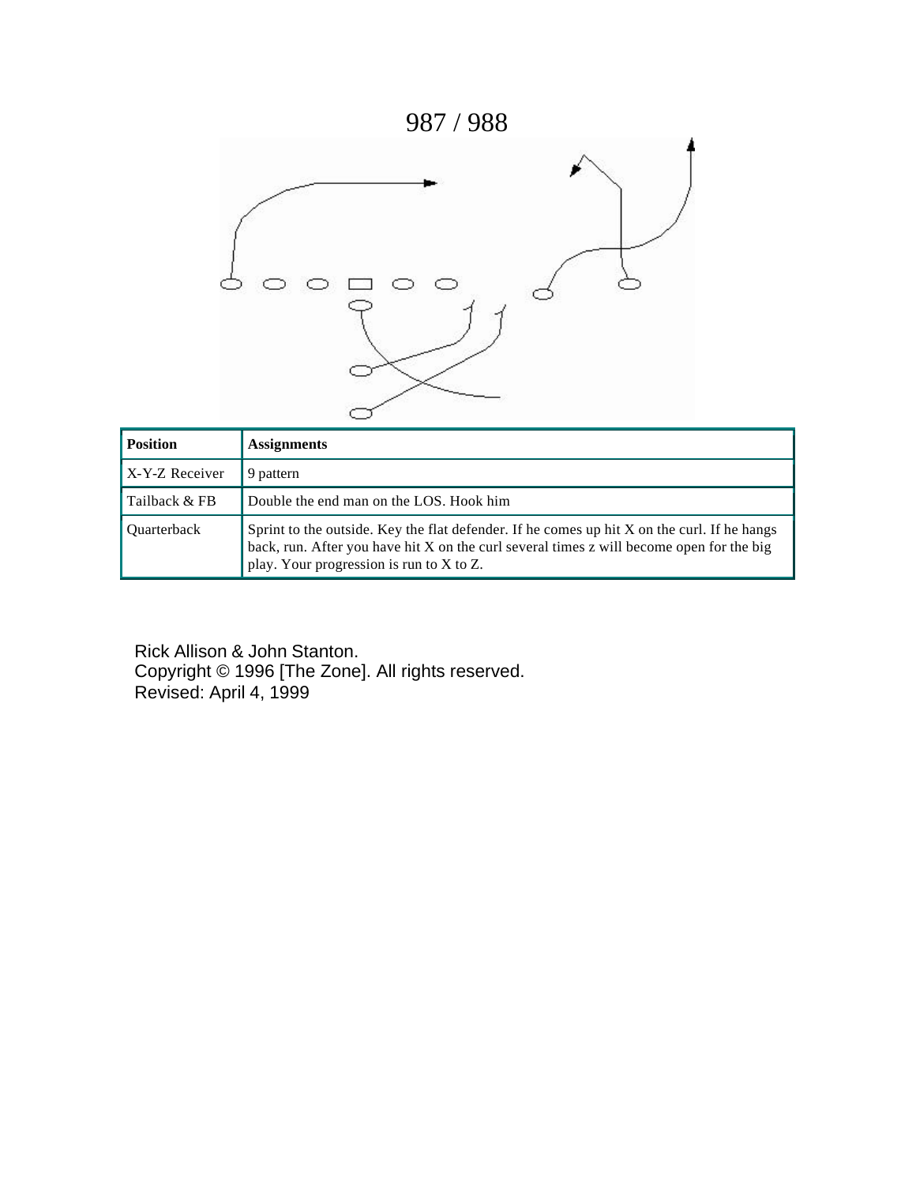# 987 / 988

| Position | Assignments |
|---|---|
| X-Y-Z Receiver | 9 pattern |
| Tailback & FB | Double the end man on the LOS. Hook him |
| Quarterback | Sprint to the outside. Key the flat defender. If he comes up hit X on the curl. If he hangs back, run. After you have hit X on the curl several times z will become open for the big play. Your progression is run to X to Z. |

Rick Allison & John Stanton.
Copyright © 1996 [The Zone]. All rights reserved.
Revised: April 4, 1999